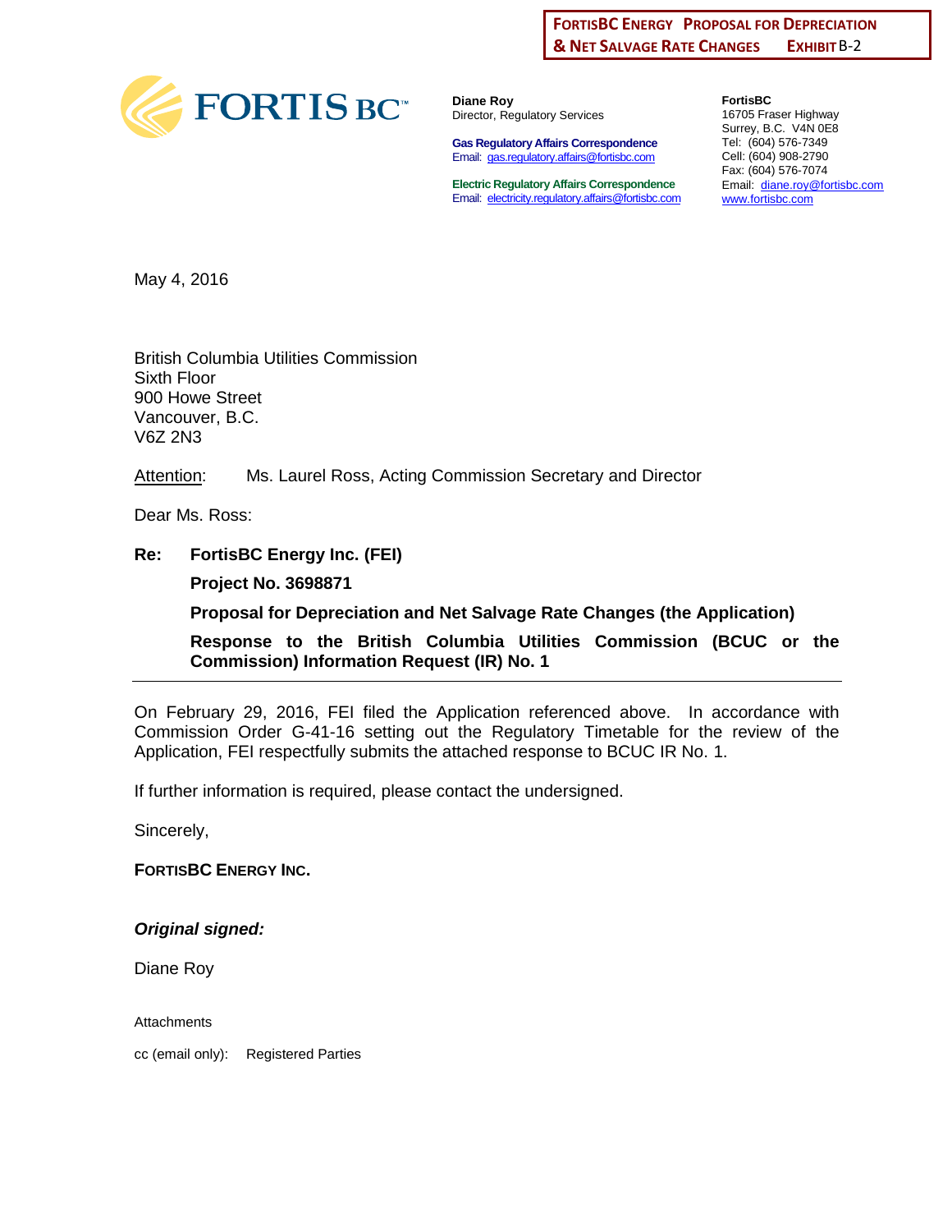**FORTISBC ENERGY PROPOSAL FOR DEPRECIATION & NET SALVAGE RATE CHANGES EXHIBIT B-2**

FORTIS BC™

**Diane Roy**
Director, Regulatory Services

**Gas Regulatory Affairs Correspondence**
Email: gas.regulatory.affairs@fortisbc.com

**Electric Regulatory Affairs Correspondence**
Email: electricity.regulatory.affairs@fortisbc.com

**FortisBC**
16705 Fraser Highway
Surrey, B.C. V4N 0E8
Tel: (604) 576-7349
Cell: (604) 908-2790
Fax: (604) 576-7074
Email: diane.roy@fortisbc.com
www.fortisbc.com

May 4, 2016

British Columbia Utilities Commission
Sixth Floor
900 Howe Street
Vancouver, B.C.
V6Z 2N3

Attention: Ms. Laurel Ross, Acting Commission Secretary and Director

Dear Ms. Ross:

**Re: FortisBC Energy Inc. (FEI)**

**Project No. 3698871**

**Proposal for Depreciation and Net Salvage Rate Changes (the Application)**

**Response to the British Columbia Utilities Commission (BCUC or the Commission) Information Request (IR) No. 1**

---

On February 29, 2016, FEI filed the Application referenced above. In accordance with Commission Order G-41-16 setting out the Regulatory Timetable for the review of the Application, FEI respectfully submits the attached response to BCUC IR No. 1.

If further information is required, please contact the undersigned.

Sincerely,

**FORTISBC ENERGY INC.**

***Original signed:***

Diane Roy

Attachments

cc (email only): Registered Parties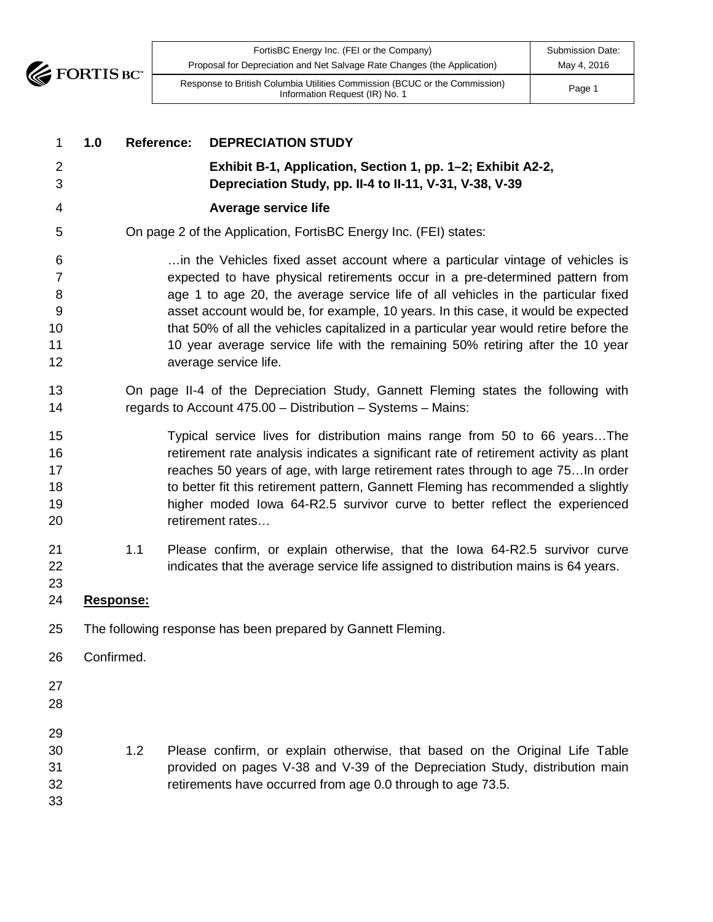**1.0 Reference: DEPRECIATION STUDY**

**Exhibit B-1, Application, Section 1, pp. 1–2; Exhibit A2-2, Depreciation Study, pp. II-4 to II-11, V-31, V-38, V-39**

**Average service life**

On page 2 of the Application, FortisBC Energy Inc. (FEI) states:

> …in the Vehicles fixed asset account where a particular vintage of vehicles is expected to have physical retirements occur in a pre-determined pattern from age 1 to age 20, the average service life of all vehicles in the particular fixed asset account would be, for example, 10 years. In this case, it would be expected that 50% of all the vehicles capitalized in a particular year would retire before the 10 year average service life with the remaining 50% retiring after the 10 year average service life.

On page II-4 of the Depreciation Study, Gannett Fleming states the following with regards to Account 475.00 – Distribution – Systems – Mains:

> Typical service lives for distribution mains range from 50 to 66 years…The retirement rate analysis indicates a significant rate of retirement activity as plant reaches 50 years of age, with large retirement rates through to age 75…In order to better fit this retirement pattern, Gannett Fleming has recommended a slightly higher moded Iowa 64-R2.5 survivor curve to better reflect the experienced retirement rates…

1.1 Please confirm, or explain otherwise, that the Iowa 64-R2.5 survivor curve indicates that the average service life assigned to distribution mains is 64 years.

**Response:**

The following response has been prepared by Gannett Fleming.

Confirmed.

1.2 Please confirm, or explain otherwise, that based on the Original Life Table provided on pages V-38 and V-39 of the Depreciation Study, distribution main retirements have occurred from age 0.0 through to age 73.5.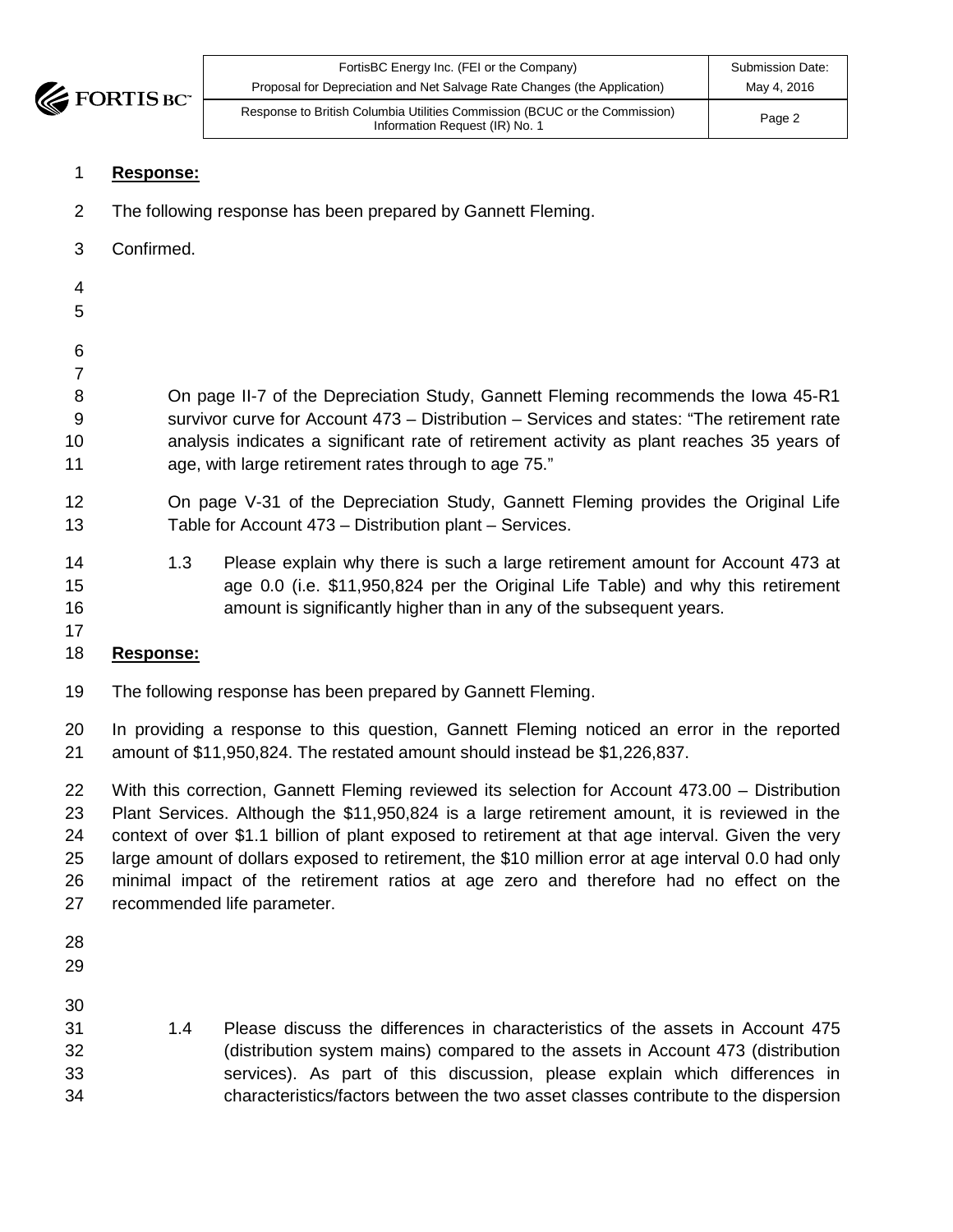**Response:**

The following response has been prepared by Gannett Fleming.

Confirmed.

On page II-7 of the Depreciation Study, Gannett Fleming recommends the Iowa 45-R1 survivor curve for Account 473 – Distribution – Services and states: "The retirement rate analysis indicates a significant rate of retirement activity as plant reaches 35 years of age, with large retirement rates through to age 75."

On page V-31 of the Depreciation Study, Gannett Fleming provides the Original Life Table for Account 473 – Distribution plant – Services.

1.3 Please explain why there is such a large retirement amount for Account 473 at age 0.0 (i.e. $11,950,824 per the Original Life Table) and why this retirement amount is significantly higher than in any of the subsequent years.

**Response:**

The following response has been prepared by Gannett Fleming.

In providing a response to this question, Gannett Fleming noticed an error in the reported amount of $11,950,824. The restated amount should instead be $1,226,837.

With this correction, Gannett Fleming reviewed its selection for Account 473.00 – Distribution Plant Services. Although the $11,950,824 is a large retirement amount, it is reviewed in the context of over $1.1 billion of plant exposed to retirement at that age interval. Given the very large amount of dollars exposed to retirement, the $10 million error at age interval 0.0 had only minimal impact of the retirement ratios at age zero and therefore had no effect on the recommended life parameter.

1.4 Please discuss the differences in characteristics of the assets in Account 475 (distribution system mains) compared to the assets in Account 473 (distribution services). As part of this discussion, please explain which differences in characteristics/factors between the two asset classes contribute to the dispersion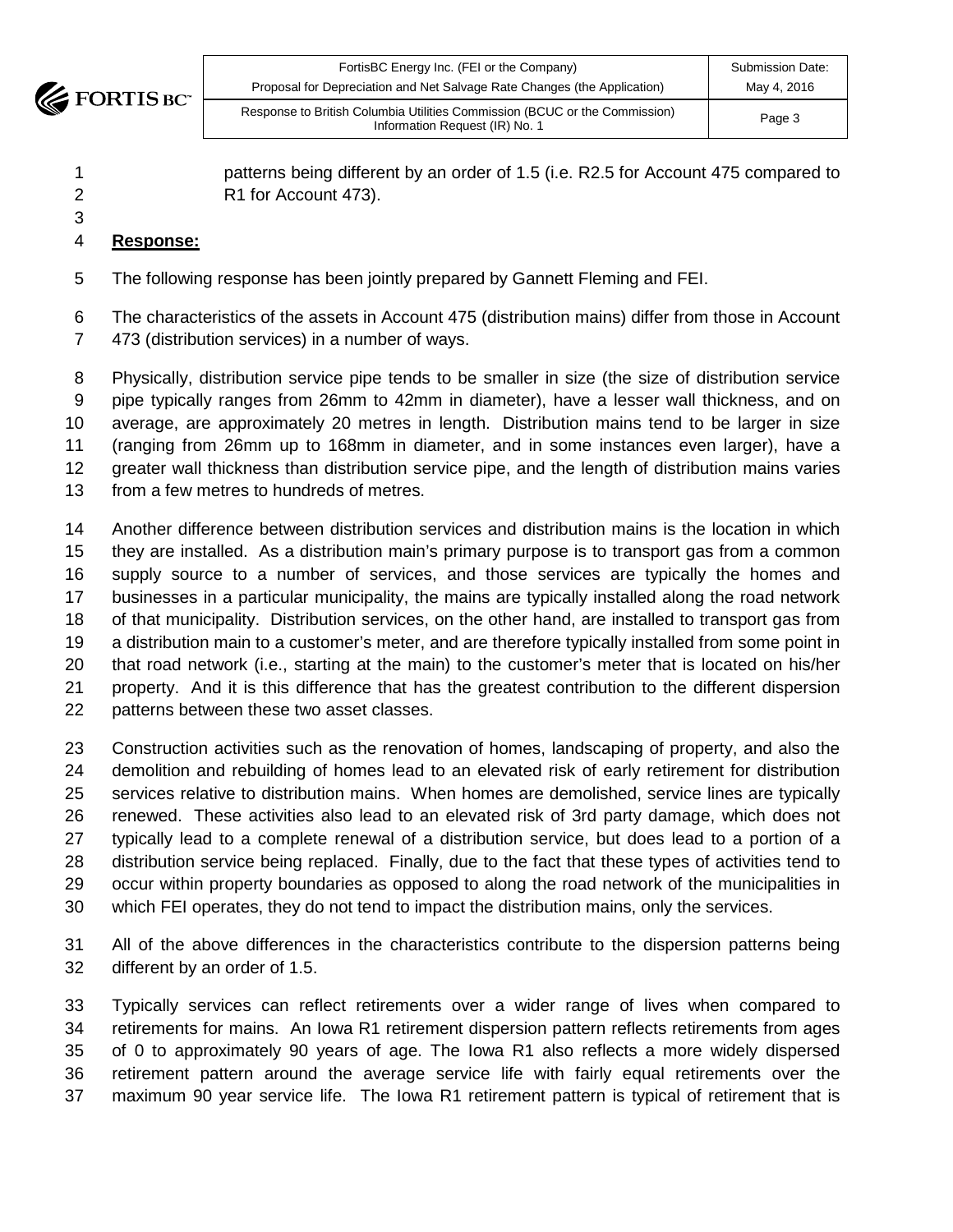patterns being different by an order of 1.5 (i.e. R2.5 for Account 475 compared to R1 for Account 473).

**Response:**

The following response has been jointly prepared by Gannett Fleming and FEI.

The characteristics of the assets in Account 475 (distribution mains) differ from those in Account 473 (distribution services) in a number of ways.

Physically, distribution service pipe tends to be smaller in size (the size of distribution service pipe typically ranges from 26mm to 42mm in diameter), have a lesser wall thickness, and on average, are approximately 20 metres in length. Distribution mains tend to be larger in size (ranging from 26mm up to 168mm in diameter, and in some instances even larger), have a greater wall thickness than distribution service pipe, and the length of distribution mains varies from a few metres to hundreds of metres.

Another difference between distribution services and distribution mains is the location in which they are installed. As a distribution main's primary purpose is to transport gas from a common supply source to a number of services, and those services are typically the homes and businesses in a particular municipality, the mains are typically installed along the road network of that municipality. Distribution services, on the other hand, are installed to transport gas from a distribution main to a customer's meter, and are therefore typically installed from some point in that road network (i.e., starting at the main) to the customer's meter that is located on his/her property. And it is this difference that has the greatest contribution to the different dispersion patterns between these two asset classes.

Construction activities such as the renovation of homes, landscaping of property, and also the demolition and rebuilding of homes lead to an elevated risk of early retirement for distribution services relative to distribution mains. When homes are demolished, service lines are typically renewed. These activities also lead to an elevated risk of 3rd party damage, which does not typically lead to a complete renewal of a distribution service, but does lead to a portion of a distribution service being replaced. Finally, due to the fact that these types of activities tend to occur within property boundaries as opposed to along the road network of the municipalities in which FEI operates, they do not tend to impact the distribution mains, only the services.

All of the above differences in the characteristics contribute to the dispersion patterns being different by an order of 1.5.

Typically services can reflect retirements over a wider range of lives when compared to retirements for mains. An Iowa R1 retirement dispersion pattern reflects retirements from ages of 0 to approximately 90 years of age. The Iowa R1 also reflects a more widely dispersed retirement pattern around the average service life with fairly equal retirements over the maximum 90 year service life. The Iowa R1 retirement pattern is typical of retirement that is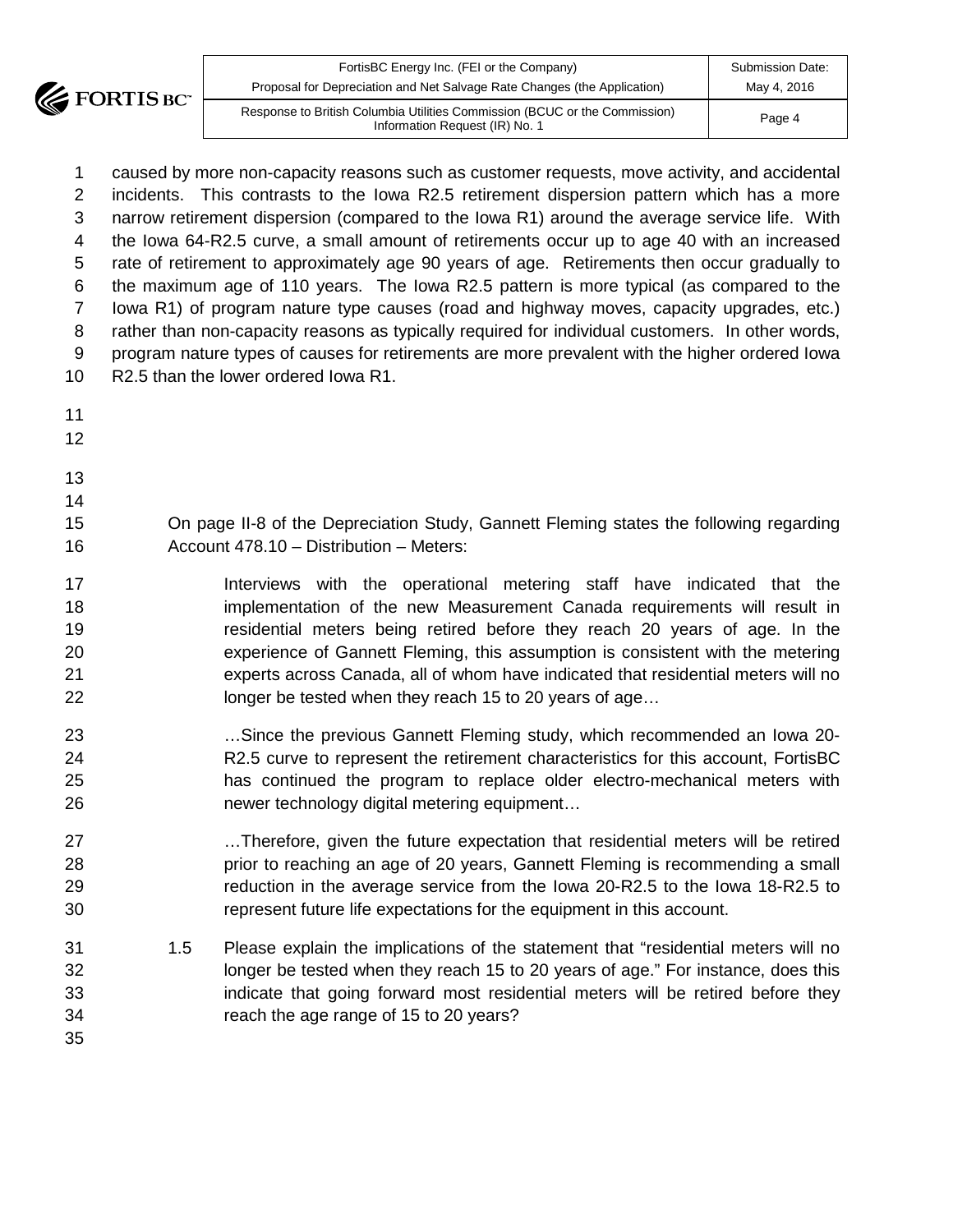caused by more non-capacity reasons such as customer requests, move activity, and accidental incidents. This contrasts to the Iowa R2.5 retirement dispersion pattern which has a more narrow retirement dispersion (compared to the Iowa R1) around the average service life. With the Iowa 64-R2.5 curve, a small amount of retirements occur up to age 40 with an increased rate of retirement to approximately age 90 years of age. Retirements then occur gradually to the maximum age of 110 years. The Iowa R2.5 pattern is more typical (as compared to the Iowa R1) of program nature type causes (road and highway moves, capacity upgrades, etc.) rather than non-capacity reasons as typically required for individual customers. In other words, program nature types of causes for retirements are more prevalent with the higher ordered Iowa R2.5 than the lower ordered Iowa R1.

On page II-8 of the Depreciation Study, Gannett Fleming states the following regarding Account 478.10 – Distribution – Meters:

> Interviews with the operational metering staff have indicated that the implementation of the new Measurement Canada requirements will result in residential meters being retired before they reach 20 years of age. In the experience of Gannett Fleming, this assumption is consistent with the metering experts across Canada, all of whom have indicated that residential meters will no longer be tested when they reach 15 to 20 years of age…
>
> …Since the previous Gannett Fleming study, which recommended an Iowa 20-R2.5 curve to represent the retirement characteristics for this account, FortisBC has continued the program to replace older electro-mechanical meters with newer technology digital metering equipment…
>
> …Therefore, given the future expectation that residential meters will be retired prior to reaching an age of 20 years, Gannett Fleming is recommending a small reduction in the average service from the Iowa 20-R2.5 to the Iowa 18-R2.5 to represent future life expectations for the equipment in this account.

1.5 Please explain the implications of the statement that "residential meters will no longer be tested when they reach 15 to 20 years of age." For instance, does this indicate that going forward most residential meters will be retired before they reach the age range of 15 to 20 years?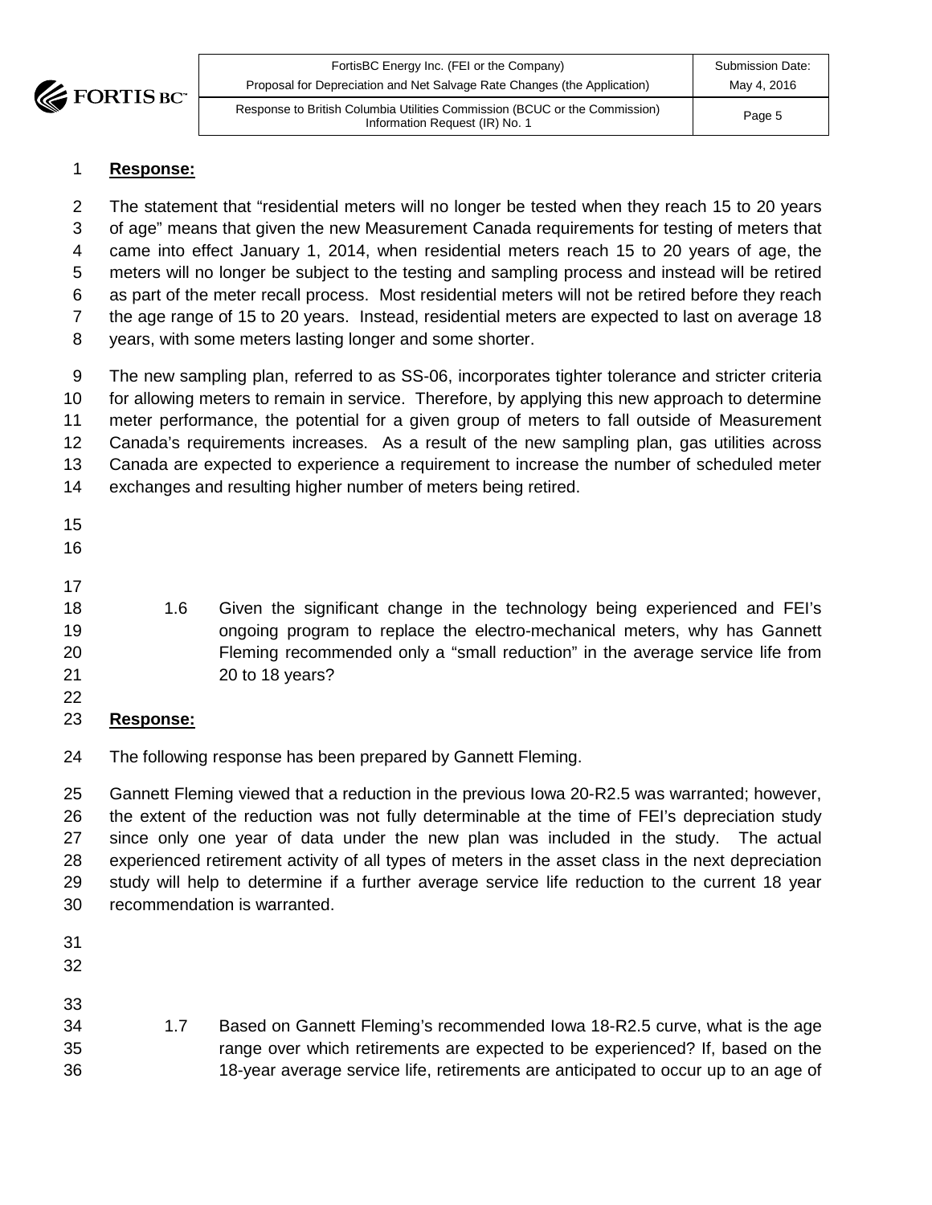**Response:**

The statement that "residential meters will no longer be tested when they reach 15 to 20 years of age" means that given the new Measurement Canada requirements for testing of meters that came into effect January 1, 2014, when residential meters reach 15 to 20 years of age, the meters will no longer be subject to the testing and sampling process and instead will be retired as part of the meter recall process. Most residential meters will not be retired before they reach the age range of 15 to 20 years. Instead, residential meters are expected to last on average 18 years, with some meters lasting longer and some shorter.

The new sampling plan, referred to as SS-06, incorporates tighter tolerance and stricter criteria for allowing meters to remain in service. Therefore, by applying this new approach to determine meter performance, the potential for a given group of meters to fall outside of Measurement Canada's requirements increases. As a result of the new sampling plan, gas utilities across Canada are expected to experience a requirement to increase the number of scheduled meter exchanges and resulting higher number of meters being retired.

1.6 Given the significant change in the technology being experienced and FEI's ongoing program to replace the electro-mechanical meters, why has Gannett Fleming recommended only a "small reduction" in the average service life from 20 to 18 years?

**Response:**

The following response has been prepared by Gannett Fleming.

Gannett Fleming viewed that a reduction in the previous Iowa 20-R2.5 was warranted; however, the extent of the reduction was not fully determinable at the time of FEI's depreciation study since only one year of data under the new plan was included in the study. The actual experienced retirement activity of all types of meters in the asset class in the next depreciation study will help to determine if a further average service life reduction to the current 18 year recommendation is warranted.

1.7 Based on Gannett Fleming's recommended Iowa 18-R2.5 curve, what is the age range over which retirements are expected to be experienced? If, based on the 18-year average service life, retirements are anticipated to occur up to an age of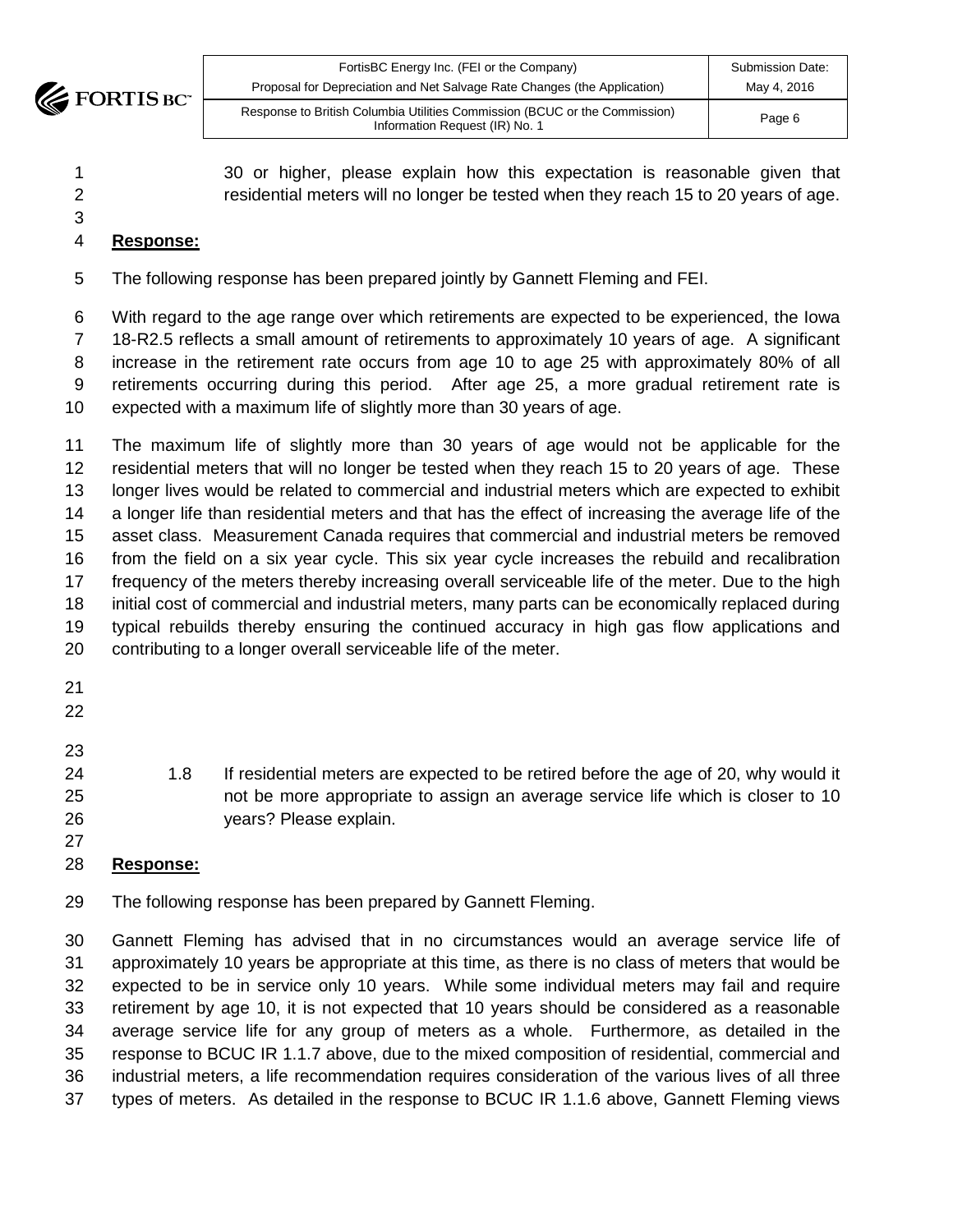30 or higher, please explain how this expectation is reasonable given that residential meters will no longer be tested when they reach 15 to 20 years of age.

**Response:**

The following response has been prepared jointly by Gannett Fleming and FEI.

With regard to the age range over which retirements are expected to be experienced, the Iowa 18-R2.5 reflects a small amount of retirements to approximately 10 years of age. A significant increase in the retirement rate occurs from age 10 to age 25 with approximately 80% of all retirements occurring during this period. After age 25, a more gradual retirement rate is expected with a maximum life of slightly more than 30 years of age.

The maximum life of slightly more than 30 years of age would not be applicable for the residential meters that will no longer be tested when they reach 15 to 20 years of age. These longer lives would be related to commercial and industrial meters which are expected to exhibit a longer life than residential meters and that has the effect of increasing the average life of the asset class. Measurement Canada requires that commercial and industrial meters be removed from the field on a six year cycle. This six year cycle increases the rebuild and recalibration frequency of the meters thereby increasing overall serviceable life of the meter. Due to the high initial cost of commercial and industrial meters, many parts can be economically replaced during typical rebuilds thereby ensuring the continued accuracy in high gas flow applications and contributing to a longer overall serviceable life of the meter.

1.8 If residential meters are expected to be retired before the age of 20, why would it not be more appropriate to assign an average service life which is closer to 10 years? Please explain.

**Response:**

The following response has been prepared by Gannett Fleming.

Gannett Fleming has advised that in no circumstances would an average service life of approximately 10 years be appropriate at this time, as there is no class of meters that would be expected to be in service only 10 years. While some individual meters may fail and require retirement by age 10, it is not expected that 10 years should be considered as a reasonable average service life for any group of meters as a whole. Furthermore, as detailed in the response to BCUC IR 1.1.7 above, due to the mixed composition of residential, commercial and industrial meters, a life recommendation requires consideration of the various lives of all three types of meters. As detailed in the response to BCUC IR 1.1.6 above, Gannett Fleming views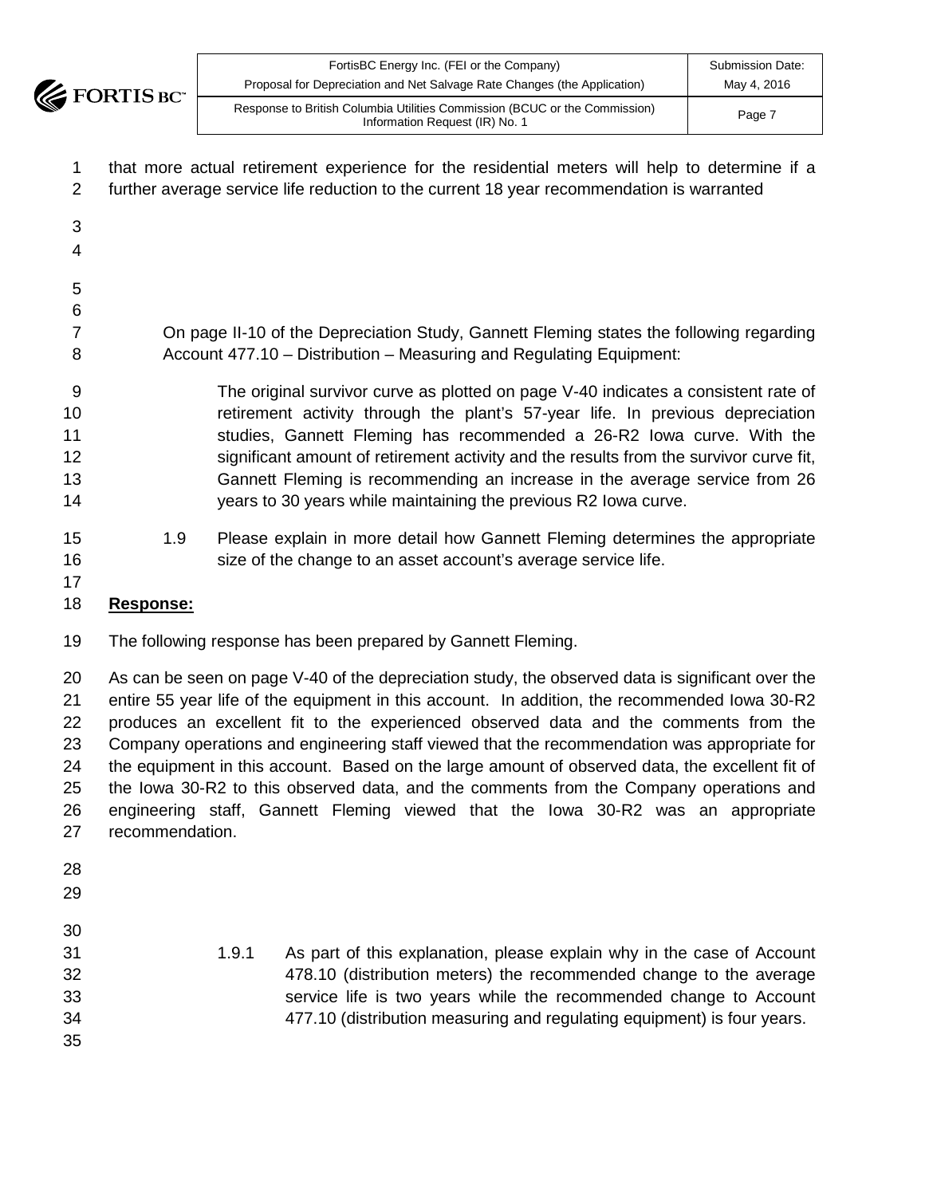that more actual retirement experience for the residential meters will help to determine if a further average service life reduction to the current 18 year recommendation is warranted

On page II-10 of the Depreciation Study, Gannett Fleming states the following regarding Account 477.10 – Distribution – Measuring and Regulating Equipment:

> The original survivor curve as plotted on page V-40 indicates a consistent rate of retirement activity through the plant's 57-year life. In previous depreciation studies, Gannett Fleming has recommended a 26-R2 Iowa curve. With the significant amount of retirement activity and the results from the survivor curve fit, Gannett Fleming is recommending an increase in the average service from 26 years to 30 years while maintaining the previous R2 Iowa curve.

1.9 Please explain in more detail how Gannett Fleming determines the appropriate size of the change to an asset account's average service life.

**Response:**

The following response has been prepared by Gannett Fleming.

As can be seen on page V-40 of the depreciation study, the observed data is significant over the entire 55 year life of the equipment in this account. In addition, the recommended Iowa 30-R2 produces an excellent fit to the experienced observed data and the comments from the Company operations and engineering staff viewed that the recommendation was appropriate for the equipment in this account. Based on the large amount of observed data, the excellent fit of the Iowa 30-R2 to this observed data, and the comments from the Company operations and engineering staff, Gannett Fleming viewed that the Iowa 30-R2 was an appropriate recommendation.

1.9.1 As part of this explanation, please explain why in the case of Account 478.10 (distribution meters) the recommended change to the average service life is two years while the recommended change to Account 477.10 (distribution measuring and regulating equipment) is four years.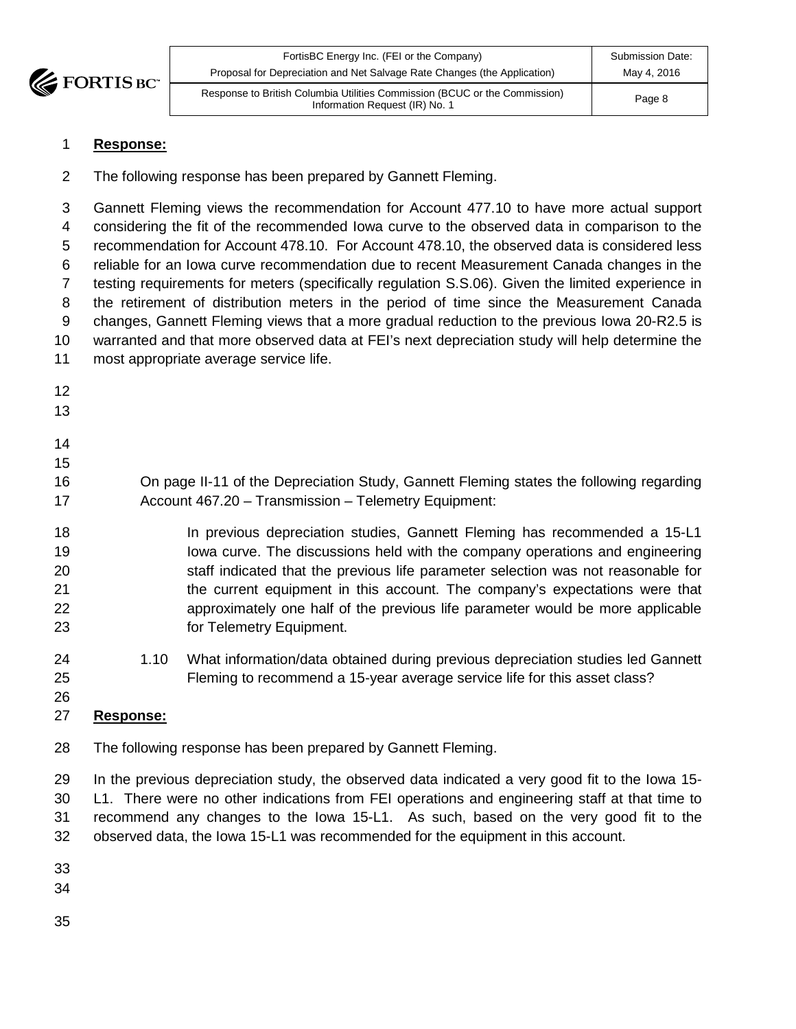**Response:**

The following response has been prepared by Gannett Fleming.

Gannett Fleming views the recommendation for Account 477.10 to have more actual support considering the fit of the recommended Iowa curve to the observed data in comparison to the recommendation for Account 478.10. For Account 478.10, the observed data is considered less reliable for an Iowa curve recommendation due to recent Measurement Canada changes in the testing requirements for meters (specifically regulation S.S.06). Given the limited experience in the retirement of distribution meters in the period of time since the Measurement Canada changes, Gannett Fleming views that a more gradual reduction to the previous Iowa 20-R2.5 is warranted and that more observed data at FEI's next depreciation study will help determine the most appropriate average service life.

On page II-11 of the Depreciation Study, Gannett Fleming states the following regarding Account 467.20 – Transmission – Telemetry Equipment:

> In previous depreciation studies, Gannett Fleming has recommended a 15-L1 Iowa curve. The discussions held with the company operations and engineering staff indicated that the previous life parameter selection was not reasonable for the current equipment in this account. The company's expectations were that approximately one half of the previous life parameter would be more applicable for Telemetry Equipment.

1.10 What information/data obtained during previous depreciation studies led Gannett Fleming to recommend a 15-year average service life for this asset class?

**Response:**

The following response has been prepared by Gannett Fleming.

In the previous depreciation study, the observed data indicated a very good fit to the Iowa 15-L1. There were no other indications from FEI operations and engineering staff at that time to recommend any changes to the Iowa 15-L1. As such, based on the very good fit to the observed data, the Iowa 15-L1 was recommended for the equipment in this account.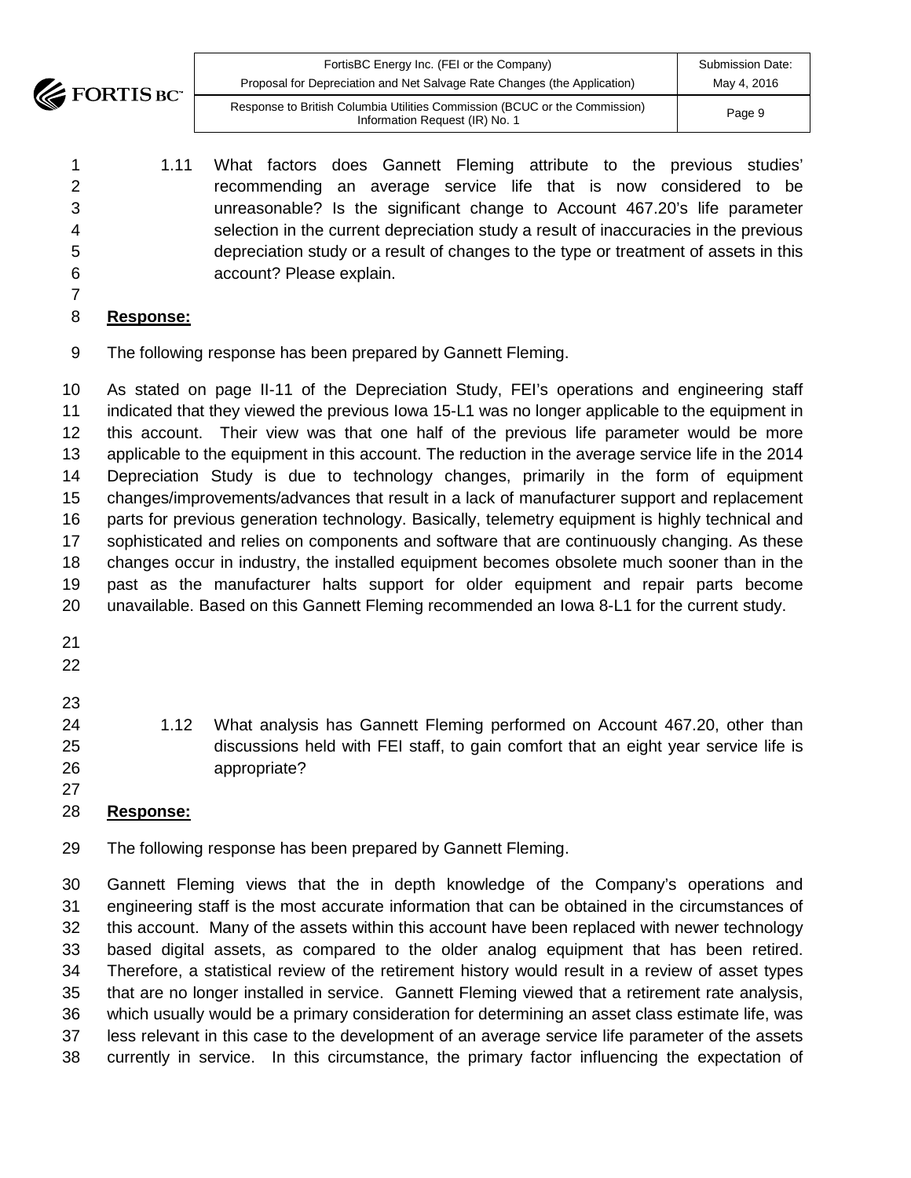1.11 What factors does Gannett Fleming attribute to the previous studies' recommending an average service life that is now considered to be unreasonable? Is the significant change to Account 467.20's life parameter selection in the current depreciation study a result of inaccuracies in the previous depreciation study or a result of changes to the type or treatment of assets in this account? Please explain.

**Response:**

The following response has been prepared by Gannett Fleming.

As stated on page II-11 of the Depreciation Study, FEI's operations and engineering staff indicated that they viewed the previous Iowa 15-L1 was no longer applicable to the equipment in this account. Their view was that one half of the previous life parameter would be more applicable to the equipment in this account. The reduction in the average service life in the 2014 Depreciation Study is due to technology changes, primarily in the form of equipment changes/improvements/advances that result in a lack of manufacturer support and replacement parts for previous generation technology. Basically, telemetry equipment is highly technical and sophisticated and relies on components and software that are continuously changing. As these changes occur in industry, the installed equipment becomes obsolete much sooner than in the past as the manufacturer halts support for older equipment and repair parts become unavailable. Based on this Gannett Fleming recommended an Iowa 8-L1 for the current study.

1.12 What analysis has Gannett Fleming performed on Account 467.20, other than discussions held with FEI staff, to gain comfort that an eight year service life is appropriate?

**Response:**

The following response has been prepared by Gannett Fleming.

Gannett Fleming views that the in depth knowledge of the Company's operations and engineering staff is the most accurate information that can be obtained in the circumstances of this account. Many of the assets within this account have been replaced with newer technology based digital assets, as compared to the older analog equipment that has been retired. Therefore, a statistical review of the retirement history would result in a review of asset types that are no longer installed in service. Gannett Fleming viewed that a retirement rate analysis, which usually would be a primary consideration for determining an asset class estimate life, was less relevant in this case to the development of an average service life parameter of the assets currently in service. In this circumstance, the primary factor influencing the expectation of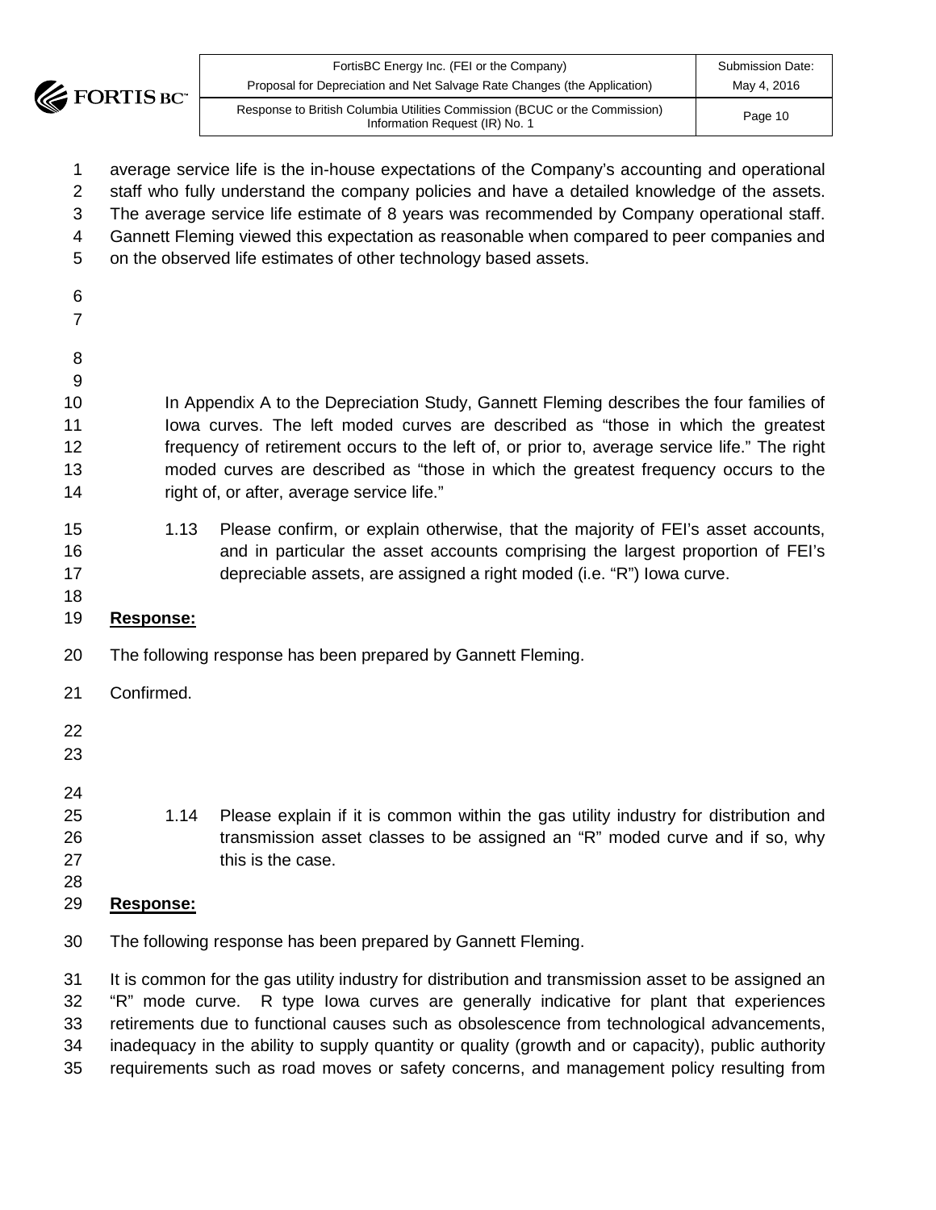average service life is the in-house expectations of the Company's accounting and operational staff who fully understand the company policies and have a detailed knowledge of the assets. The average service life estimate of 8 years was recommended by Company operational staff. Gannett Fleming viewed this expectation as reasonable when compared to peer companies and on the observed life estimates of other technology based assets.

In Appendix A to the Depreciation Study, Gannett Fleming describes the four families of Iowa curves. The left moded curves are described as "those in which the greatest frequency of retirement occurs to the left of, or prior to, average service life." The right moded curves are described as "those in which the greatest frequency occurs to the right of, or after, average service life."

1.13 Please confirm, or explain otherwise, that the majority of FEI's asset accounts, and in particular the asset accounts comprising the largest proportion of FEI's depreciable assets, are assigned a right moded (i.e. "R") Iowa curve.

**Response:**

The following response has been prepared by Gannett Fleming.

Confirmed.

1.14 Please explain if it is common within the gas utility industry for distribution and transmission asset classes to be assigned an "R" moded curve and if so, why this is the case.

**Response:**

The following response has been prepared by Gannett Fleming.

It is common for the gas utility industry for distribution and transmission asset to be assigned an "R" mode curve. R type Iowa curves are generally indicative for plant that experiences retirements due to functional causes such as obsolescence from technological advancements, inadequacy in the ability to supply quantity or quality (growth and or capacity), public authority requirements such as road moves or safety concerns, and management policy resulting from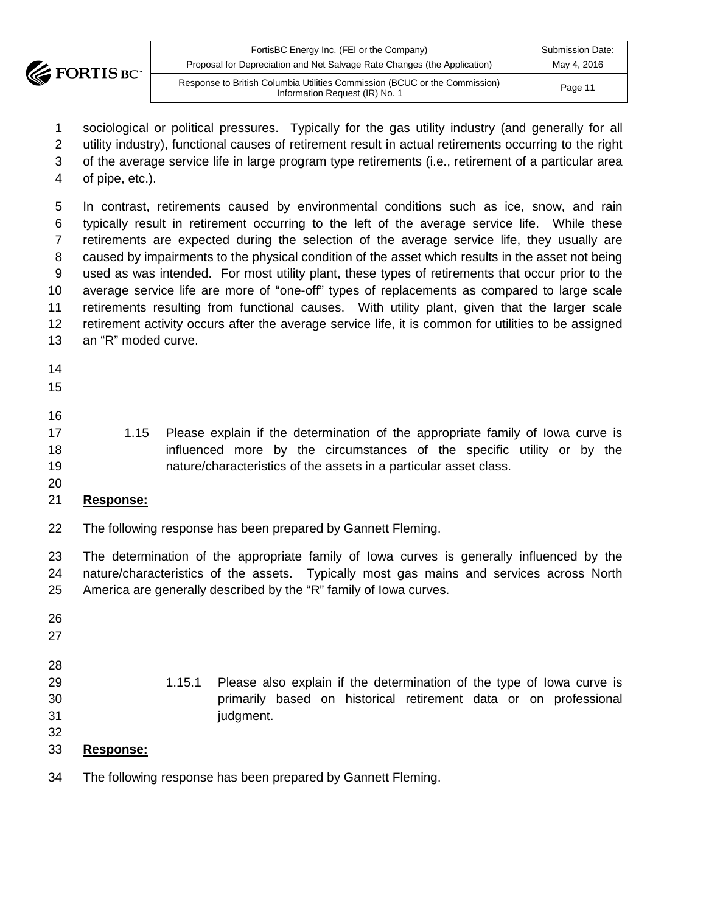sociological or political pressures. Typically for the gas utility industry (and generally for all utility industry), functional causes of retirement result in actual retirements occurring to the right of the average service life in large program type retirements (i.e., retirement of a particular area of pipe, etc.).

In contrast, retirements caused by environmental conditions such as ice, snow, and rain typically result in retirement occurring to the left of the average service life. While these retirements are expected during the selection of the average service life, they usually are caused by impairments to the physical condition of the asset which results in the asset not being used as was intended. For most utility plant, these types of retirements that occur prior to the average service life are more of "one-off" types of replacements as compared to large scale retirements resulting from functional causes. With utility plant, given that the larger scale retirement activity occurs after the average service life, it is common for utilities to be assigned an "R" moded curve.

1.15 Please explain if the determination of the appropriate family of Iowa curve is influenced more by the circumstances of the specific utility or by the nature/characteristics of the assets in a particular asset class.

**Response:**

The following response has been prepared by Gannett Fleming.

The determination of the appropriate family of Iowa curves is generally influenced by the nature/characteristics of the assets. Typically most gas mains and services across North America are generally described by the "R" family of Iowa curves.

1.15.1 Please also explain if the determination of the type of Iowa curve is primarily based on historical retirement data or on professional judgment.

**Response:**

The following response has been prepared by Gannett Fleming.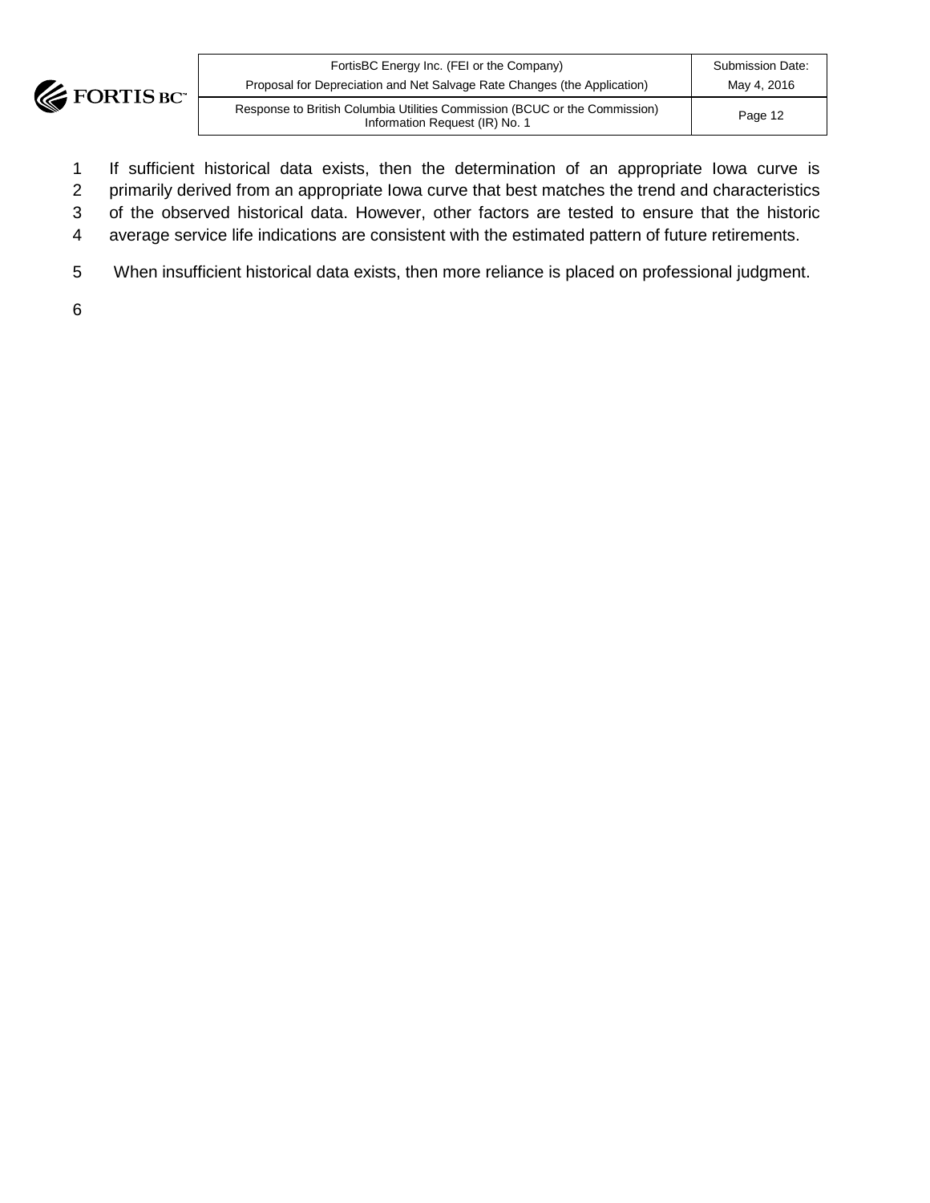If sufficient historical data exists, then the determination of an appropriate Iowa curve is primarily derived from an appropriate Iowa curve that best matches the trend and characteristics of the observed historical data. However, other factors are tested to ensure that the historic average service life indications are consistent with the estimated pattern of future retirements.

When insufficient historical data exists, then more reliance is placed on professional judgment.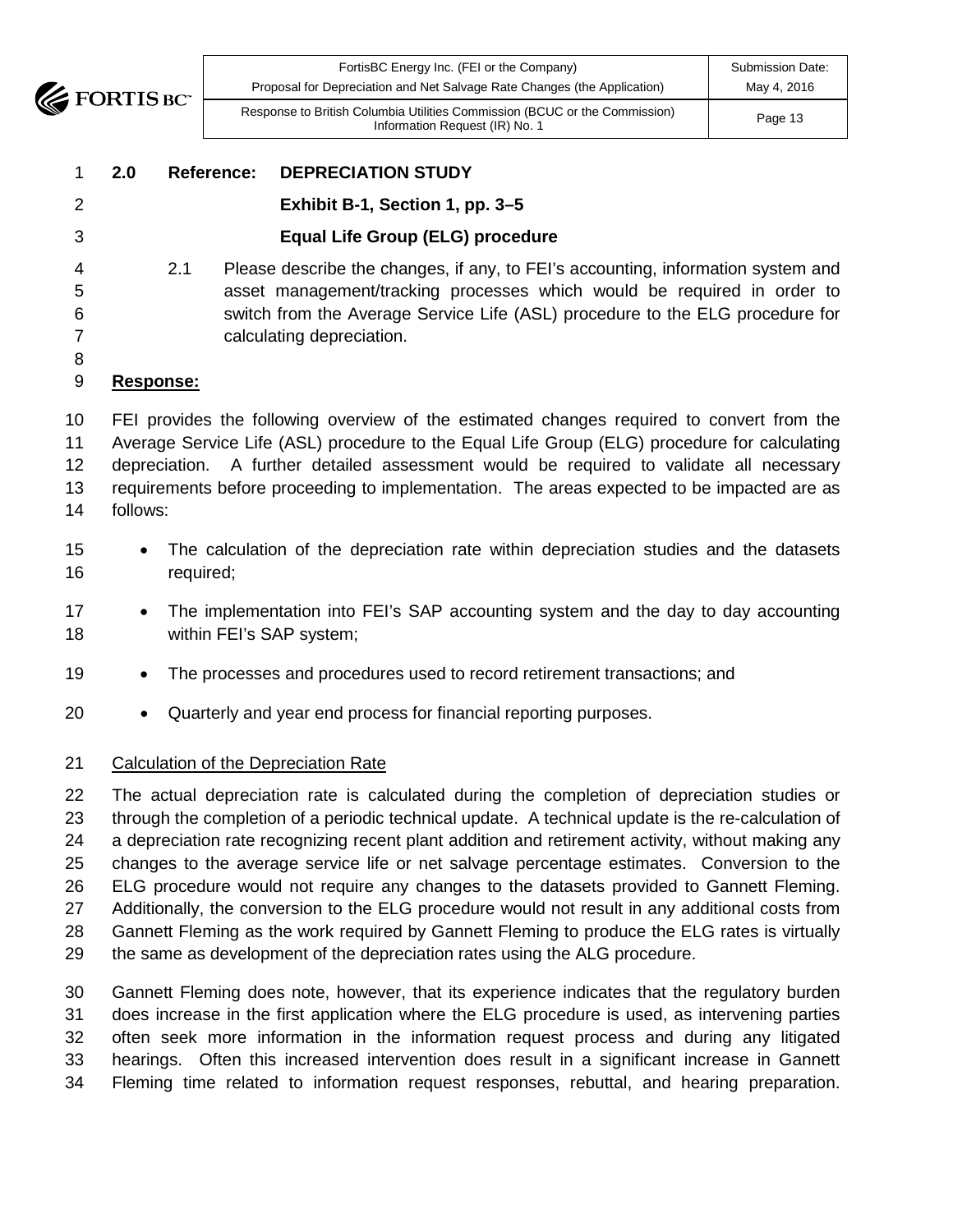**2.0 Reference: DEPRECIATION STUDY**

**Exhibit B-1, Section 1, pp. 3–5**

**Equal Life Group (ELG) procedure**

2.1 Please describe the changes, if any, to FEI's accounting, information system and asset management/tracking processes which would be required in order to switch from the Average Service Life (ASL) procedure to the ELG procedure for calculating depreciation.

**Response:**

FEI provides the following overview of the estimated changes required to convert from the Average Service Life (ASL) procedure to the Equal Life Group (ELG) procedure for calculating depreciation. A further detailed assessment would be required to validate all necessary requirements before proceeding to implementation. The areas expected to be impacted are as follows:

- The calculation of the depreciation rate within depreciation studies and the datasets required;
- The implementation into FEI's SAP accounting system and the day to day accounting within FEI's SAP system;
- The processes and procedures used to record retirement transactions; and
- Quarterly and year end process for financial reporting purposes.

Calculation of the Depreciation Rate

The actual depreciation rate is calculated during the completion of depreciation studies or through the completion of a periodic technical update. A technical update is the re-calculation of a depreciation rate recognizing recent plant addition and retirement activity, without making any changes to the average service life or net salvage percentage estimates. Conversion to the ELG procedure would not require any changes to the datasets provided to Gannett Fleming. Additionally, the conversion to the ELG procedure would not result in any additional costs from Gannett Fleming as the work required by Gannett Fleming to produce the ELG rates is virtually the same as development of the depreciation rates using the ALG procedure.

Gannett Fleming does note, however, that its experience indicates that the regulatory burden does increase in the first application where the ELG procedure is used, as intervening parties often seek more information in the information request process and during any litigated hearings. Often this increased intervention does result in a significant increase in Gannett Fleming time related to information request responses, rebuttal, and hearing preparation.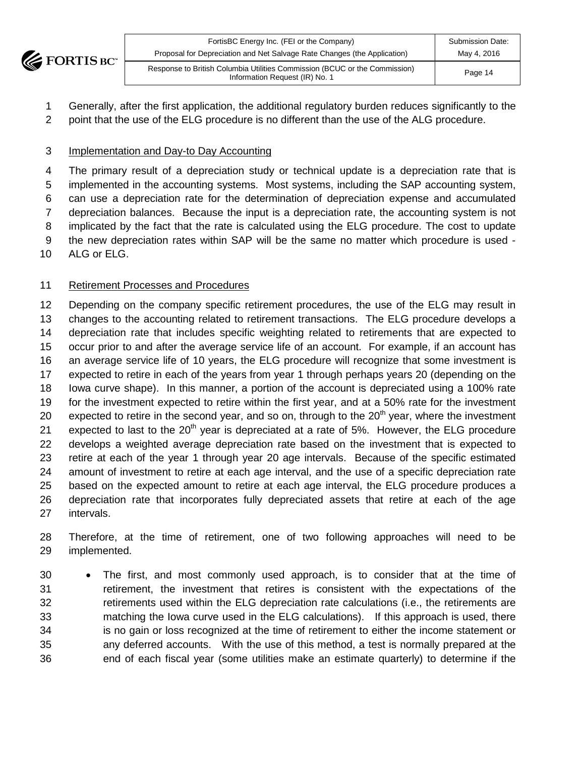Generally, after the first application, the additional regulatory burden reduces significantly to the point that the use of the ELG procedure is no different than the use of the ALG procedure.

Implementation and Day-to Day Accounting

The primary result of a depreciation study or technical update is a depreciation rate that is implemented in the accounting systems. Most systems, including the SAP accounting system, can use a depreciation rate for the determination of depreciation expense and accumulated depreciation balances. Because the input is a depreciation rate, the accounting system is not implicated by the fact that the rate is calculated using the ELG procedure. The cost to update the new depreciation rates within SAP will be the same no matter which procedure is used - ALG or ELG.

Retirement Processes and Procedures

Depending on the company specific retirement procedures, the use of the ELG may result in changes to the accounting related to retirement transactions. The ELG procedure develops a depreciation rate that includes specific weighting related to retirements that are expected to occur prior to and after the average service life of an account. For example, if an account has an average service life of 10 years, the ELG procedure will recognize that some investment is expected to retire in each of the years from year 1 through perhaps years 20 (depending on the Iowa curve shape). In this manner, a portion of the account is depreciated using a 100% rate for the investment expected to retire within the first year, and at a 50% rate for the investment expected to retire in the second year, and so on, through to the 20th year, where the investment expected to last to the 20th year is depreciated at a rate of 5%. However, the ELG procedure develops a weighted average depreciation rate based on the investment that is expected to retire at each of the year 1 through year 20 age intervals. Because of the specific estimated amount of investment to retire at each age interval, and the use of a specific depreciation rate based on the expected amount to retire at each age interval, the ELG procedure produces a depreciation rate that incorporates fully depreciated assets that retire at each of the age intervals.

Therefore, at the time of retirement, one of two following approaches will need to be implemented.

- The first, and most commonly used approach, is to consider that at the time of retirement, the investment that retires is consistent with the expectations of the retirements used within the ELG depreciation rate calculations (i.e., the retirements are matching the Iowa curve used in the ELG calculations). If this approach is used, there is no gain or loss recognized at the time of retirement to either the income statement or any deferred accounts. With the use of this method, a test is normally prepared at the end of each fiscal year (some utilities make an estimate quarterly) to determine if the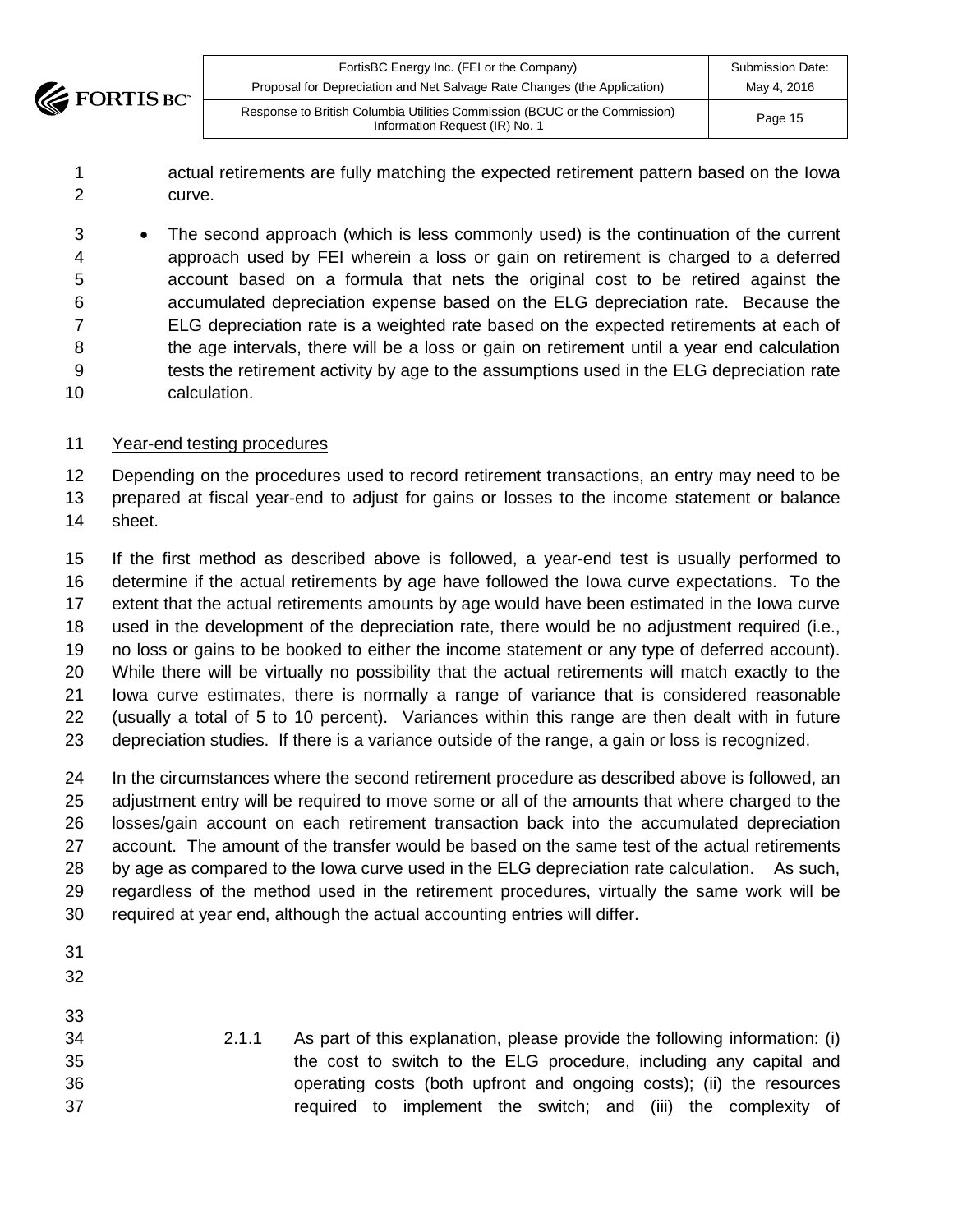actual retirements are fully matching the expected retirement pattern based on the Iowa curve.

- The second approach (which is less commonly used) is the continuation of the current approach used by FEI wherein a loss or gain on retirement is charged to a deferred account based on a formula that nets the original cost to be retired against the accumulated depreciation expense based on the ELG depreciation rate. Because the ELG depreciation rate is a weighted rate based on the expected retirements at each of the age intervals, there will be a loss or gain on retirement until a year end calculation tests the retirement activity by age to the assumptions used in the ELG depreciation rate calculation.

Year-end testing procedures

Depending on the procedures used to record retirement transactions, an entry may need to be prepared at fiscal year-end to adjust for gains or losses to the income statement or balance sheet.

If the first method as described above is followed, a year-end test is usually performed to determine if the actual retirements by age have followed the Iowa curve expectations. To the extent that the actual retirements amounts by age would have been estimated in the Iowa curve used in the development of the depreciation rate, there would be no adjustment required (i.e., no loss or gains to be booked to either the income statement or any type of deferred account). While there will be virtually no possibility that the actual retirements will match exactly to the Iowa curve estimates, there is normally a range of variance that is considered reasonable (usually a total of 5 to 10 percent). Variances within this range are then dealt with in future depreciation studies. If there is a variance outside of the range, a gain or loss is recognized.

In the circumstances where the second retirement procedure as described above is followed, an adjustment entry will be required to move some or all of the amounts that where charged to the losses/gain account on each retirement transaction back into the accumulated depreciation account. The amount of the transfer would be based on the same test of the actual retirements by age as compared to the Iowa curve used in the ELG depreciation rate calculation. As such, regardless of the method used in the retirement procedures, virtually the same work will be required at year end, although the actual accounting entries will differ.

2.1.1 As part of this explanation, please provide the following information: (i) the cost to switch to the ELG procedure, including any capital and operating costs (both upfront and ongoing costs); (ii) the resources required to implement the switch; and (iii) the complexity of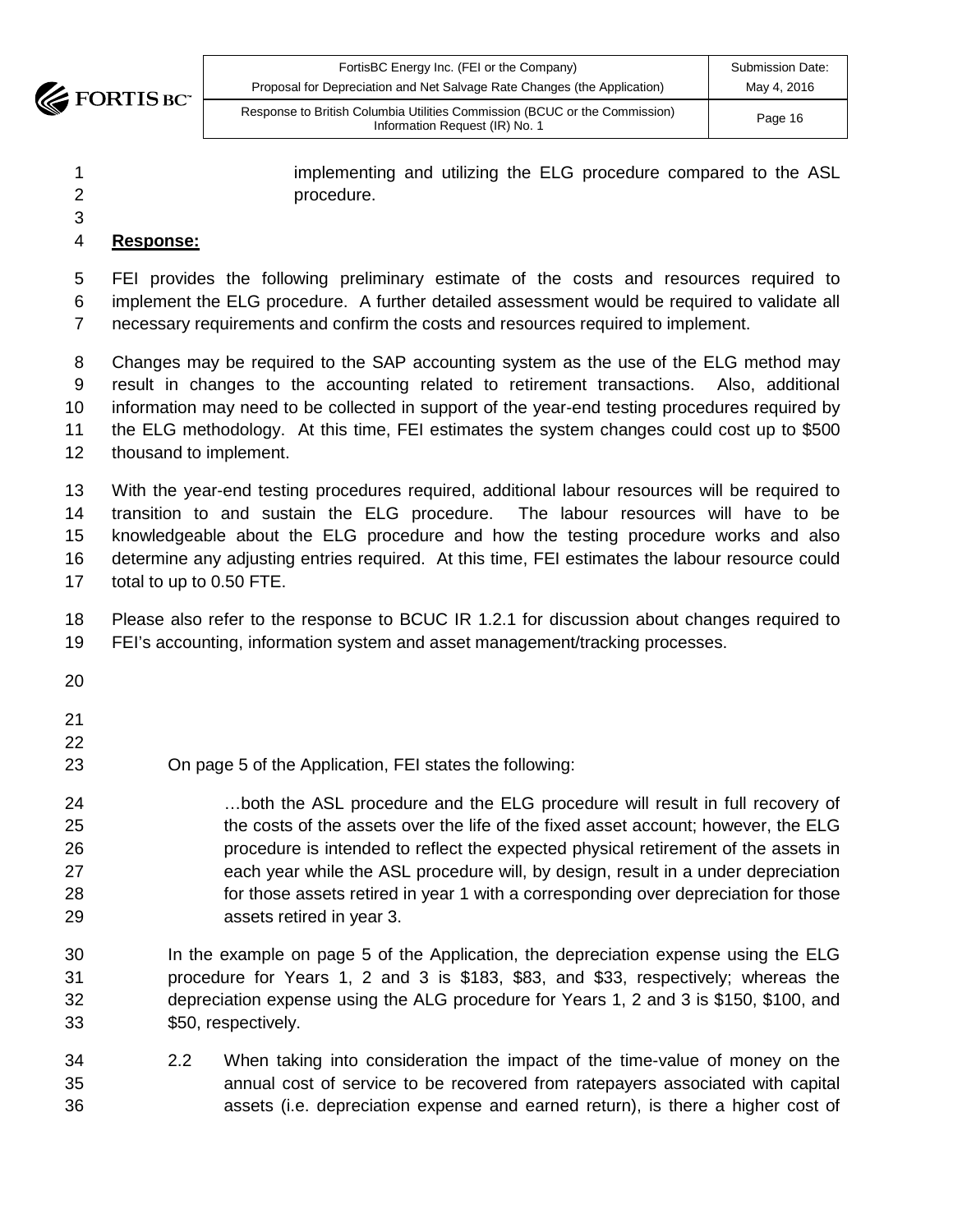implementing and utilizing the ELG procedure compared to the ASL procedure.

**Response:**

FEI provides the following preliminary estimate of the costs and resources required to implement the ELG procedure. A further detailed assessment would be required to validate all necessary requirements and confirm the costs and resources required to implement.

Changes may be required to the SAP accounting system as the use of the ELG method may result in changes to the accounting related to retirement transactions. Also, additional information may need to be collected in support of the year-end testing procedures required by the ELG methodology. At this time, FEI estimates the system changes could cost up to $500 thousand to implement.

With the year-end testing procedures required, additional labour resources will be required to transition to and sustain the ELG procedure. The labour resources will have to be knowledgeable about the ELG procedure and how the testing procedure works and also determine any adjusting entries required. At this time, FEI estimates the labour resource could total to up to 0.50 FTE.

Please also refer to the response to BCUC IR 1.2.1 for discussion about changes required to FEI's accounting, information system and asset management/tracking processes.

On page 5 of the Application, FEI states the following:

> …both the ASL procedure and the ELG procedure will result in full recovery of the costs of the assets over the life of the fixed asset account; however, the ELG procedure is intended to reflect the expected physical retirement of the assets in each year while the ASL procedure will, by design, result in a under depreciation for those assets retired in year 1 with a corresponding over depreciation for those assets retired in year 3.

In the example on page 5 of the Application, the depreciation expense using the ELG procedure for Years 1, 2 and 3 is $183, $83, and $33, respectively; whereas the depreciation expense using the ALG procedure for Years 1, 2 and 3 is $150, $100, and $50, respectively.

2.2 When taking into consideration the impact of the time-value of money on the annual cost of service to be recovered from ratepayers associated with capital assets (i.e. depreciation expense and earned return), is there a higher cost of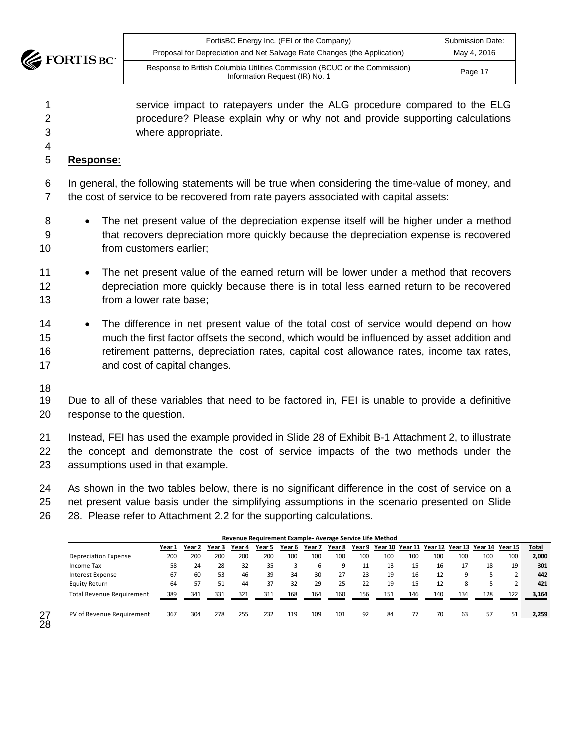service impact to ratepayers under the ALG procedure compared to the ELG procedure? Please explain why or why not and provide supporting calculations where appropriate.

**Response:**

In general, the following statements will be true when considering the time-value of money, and the cost of service to be recovered from rate payers associated with capital assets:

- The net present value of the depreciation expense itself will be higher under a method that recovers depreciation more quickly because the depreciation expense is recovered from customers earlier;
- The net present value of the earned return will be lower under a method that recovers depreciation more quickly because there is in total less earned return to be recovered from a lower rate base;
- The difference in net present value of the total cost of service would depend on how much the first factor offsets the second, which would be influenced by asset addition and retirement patterns, depreciation rates, capital cost allowance rates, income tax rates, and cost of capital changes.

Due to all of these variables that need to be factored in, FEI is unable to provide a definitive response to the question.

Instead, FEI has used the example provided in Slide 28 of Exhibit B-1 Attachment 2, to illustrate the concept and demonstrate the cost of service impacts of the two methods under the assumptions used in that example.

As shown in the two tables below, there is no significant difference in the cost of service on a net present value basis under the simplifying assumptions in the scenario presented on Slide 28. Please refer to Attachment 2.2 for the supporting calculations.

**Revenue Requirement Example- Average Service Life Method**

| | Year 1 | Year 2 | Year 3 | Year 4 | Year 5 | Year 6 | Year 7 | Year 8 | Year 9 | Year 10 | Year 11 | Year 12 | Year 13 | Year 14 | Year 15 | Total |
|---|---|---|---|---|---|---|---|---|---|---|---|---|---|---|---|---|
| Depreciation Expense | 200 | 200 | 200 | 200 | 200 | 100 | 100 | 100 | 100 | 100 | 100 | 100 | 100 | 100 | 100 | **2,000** |
| Income Tax | 58 | 24 | 28 | 32 | 35 | 3 | 6 | 9 | 11 | 13 | 15 | 16 | 17 | 18 | 19 | **301** |
| Interest Expense | 67 | 60 | 53 | 46 | 39 | 34 | 30 | 27 | 23 | 19 | 16 | 12 | 9 | 5 | 2 | **442** |
| Equity Return | 64 | 57 | 51 | 44 | 37 | 32 | 29 | 25 | 22 | 19 | 15 | 12 | 8 | 5 | 2 | **421** |
| Total Revenue Requirement | 389 | 341 | 331 | 321 | 311 | 168 | 164 | 160 | 156 | 151 | 146 | 140 | 134 | 128 | 122 | **3,164** |
| PV of Revenue Requirement | 367 | 304 | 278 | 255 | 232 | 119 | 109 | 101 | 92 | 84 | 77 | 70 | 63 | 57 | 51 | **2,259** |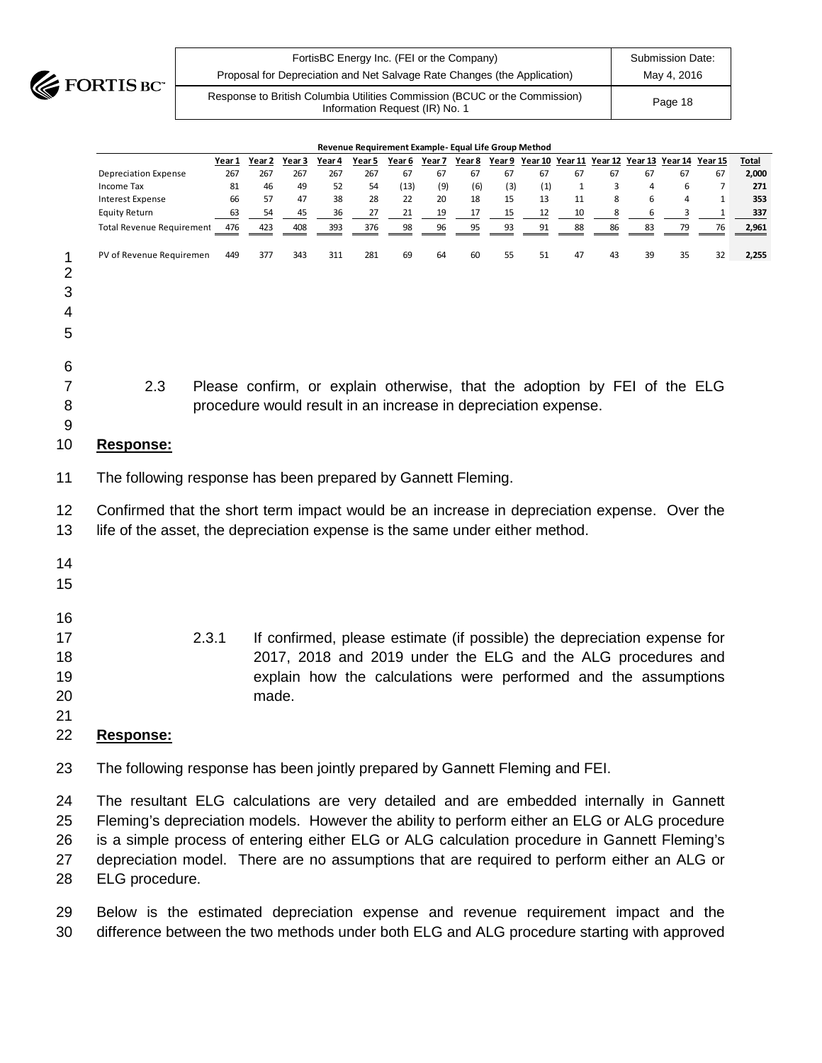**Revenue Requirement Example- Equal Life Group Method**

| | Year 1 | Year 2 | Year 3 | Year 4 | Year 5 | Year 6 | Year 7 | Year 8 | Year 9 | Year 10 | Year 11 | Year 12 | Year 13 | Year 14 | Year 15 | Total |
|---|---|---|---|---|---|---|---|---|---|---|---|---|---|---|---|---|
| Depreciation Expense | 267 | 267 | 267 | 267 | 267 | 67 | 67 | 67 | 67 | 67 | 67 | 67 | 67 | 67 | 67 | **2,000** |
| Income Tax | 81 | 46 | 49 | 52 | 54 | (13) | (9) | (6) | (3) | (1) | 1 | 3 | 4 | 6 | 7 | **271** |
| Interest Expense | 66 | 57 | 47 | 38 | 28 | 22 | 20 | 18 | 15 | 13 | 11 | 8 | 6 | 4 | 1 | **353** |
| Equity Return | 63 | 54 | 45 | 36 | 27 | 21 | 19 | 17 | 15 | 12 | 10 | 8 | 6 | 3 | 1 | **337** |
| Total Revenue Requirement | 476 | 423 | 408 | 393 | 376 | 98 | 96 | 95 | 93 | 91 | 88 | 86 | 83 | 79 | 76 | **2,961** |
| PV of Revenue Requiremen | 449 | 377 | 343 | 311 | 281 | 69 | 64 | 60 | 55 | 51 | 47 | 43 | 39 | 35 | 32 | **2,255** |

2.3 Please confirm, or explain otherwise, that the adoption by FEI of the ELG procedure would result in an increase in depreciation expense.

**Response:**

The following response has been prepared by Gannett Fleming.

Confirmed that the short term impact would be an increase in depreciation expense. Over the life of the asset, the depreciation expense is the same under either method.

2.3.1 If confirmed, please estimate (if possible) the depreciation expense for 2017, 2018 and 2019 under the ELG and the ALG procedures and explain how the calculations were performed and the assumptions made.

**Response:**

The following response has been jointly prepared by Gannett Fleming and FEI.

The resultant ELG calculations are very detailed and are embedded internally in Gannett Fleming's depreciation models. However the ability to perform either an ELG or ALG procedure is a simple process of entering either ELG or ALG calculation procedure in Gannett Fleming's depreciation model. There are no assumptions that are required to perform either an ALG or ELG procedure.

Below is the estimated depreciation expense and revenue requirement impact and the difference between the two methods under both ELG and ALG procedure starting with approved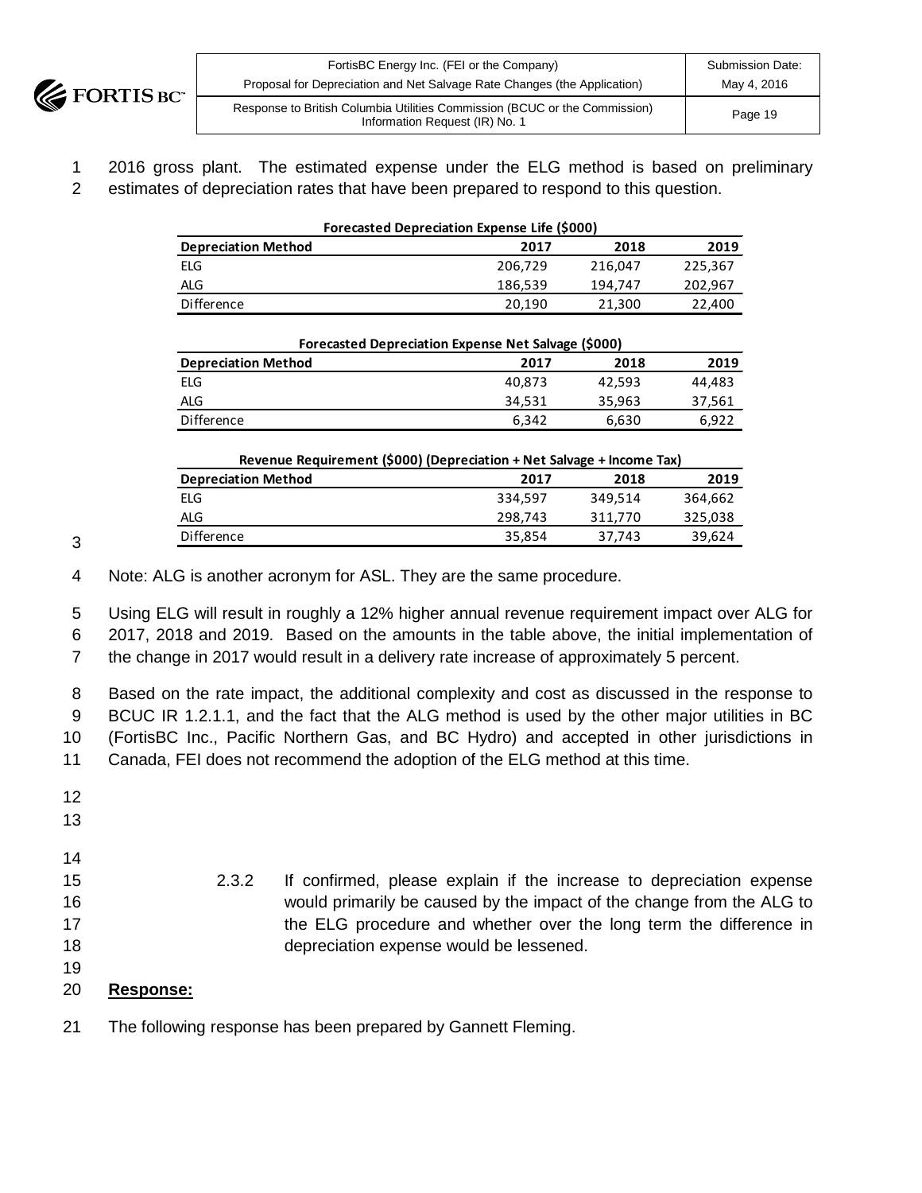2016 gross plant. The estimated expense under the ELG method is based on preliminary estimates of depreciation rates that have been prepared to respond to this question.

**Forecasted Depreciation Expense Life ($000)**

| Depreciation Method | 2017 | 2018 | 2019 |
|---|---|---|---|
| ELG | 206,729 | 216,047 | 225,367 |
| ALG | 186,539 | 194,747 | 202,967 |
| Difference | 20,190 | 21,300 | 22,400 |

**Forecasted Depreciation Expense Net Salvage ($000)**

| Depreciation Method | 2017 | 2018 | 2019 |
|---|---|---|---|
| ELG | 40,873 | 42,593 | 44,483 |
| ALG | 34,531 | 35,963 | 37,561 |
| Difference | 6,342 | 6,630 | 6,922 |

**Revenue Requirement ($000) (Depreciation + Net Salvage + Income Tax)**

| Depreciation Method | 2017 | 2018 | 2019 |
|---|---|---|---|
| ELG | 334,597 | 349,514 | 364,662 |
| ALG | 298,743 | 311,770 | 325,038 |
| Difference | 35,854 | 37,743 | 39,624 |

Note: ALG is another acronym for ASL. They are the same procedure.

Using ELG will result in roughly a 12% higher annual revenue requirement impact over ALG for 2017, 2018 and 2019. Based on the amounts in the table above, the initial implementation of the change in 2017 would result in a delivery rate increase of approximately 5 percent.

Based on the rate impact, the additional complexity and cost as discussed in the response to BCUC IR 1.2.1.1, and the fact that the ALG method is used by the other major utilities in BC (FortisBC Inc., Pacific Northern Gas, and BC Hydro) and accepted in other jurisdictions in Canada, FEI does not recommend the adoption of the ELG method at this time.

2.3.2 If confirmed, please explain if the increase to depreciation expense would primarily be caused by the impact of the change from the ALG to the ELG procedure and whether over the long term the difference in depreciation expense would be lessened.

**Response:**

The following response has been prepared by Gannett Fleming.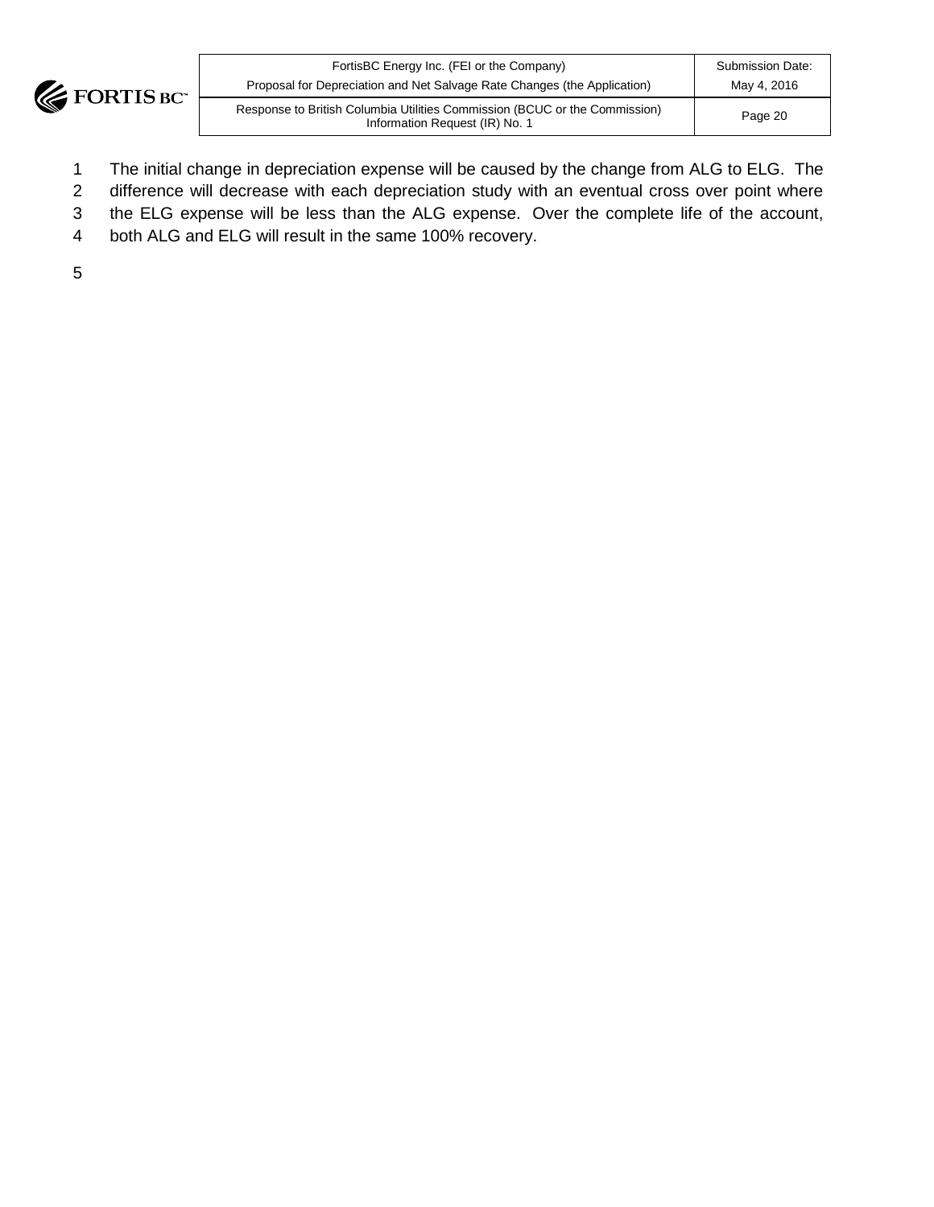The initial change in depreciation expense will be caused by the change from ALG to ELG. The difference will decrease with each depreciation study with an eventual cross over point where the ELG expense will be less than the ALG expense. Over the complete life of the account, both ALG and ELG will result in the same 100% recovery.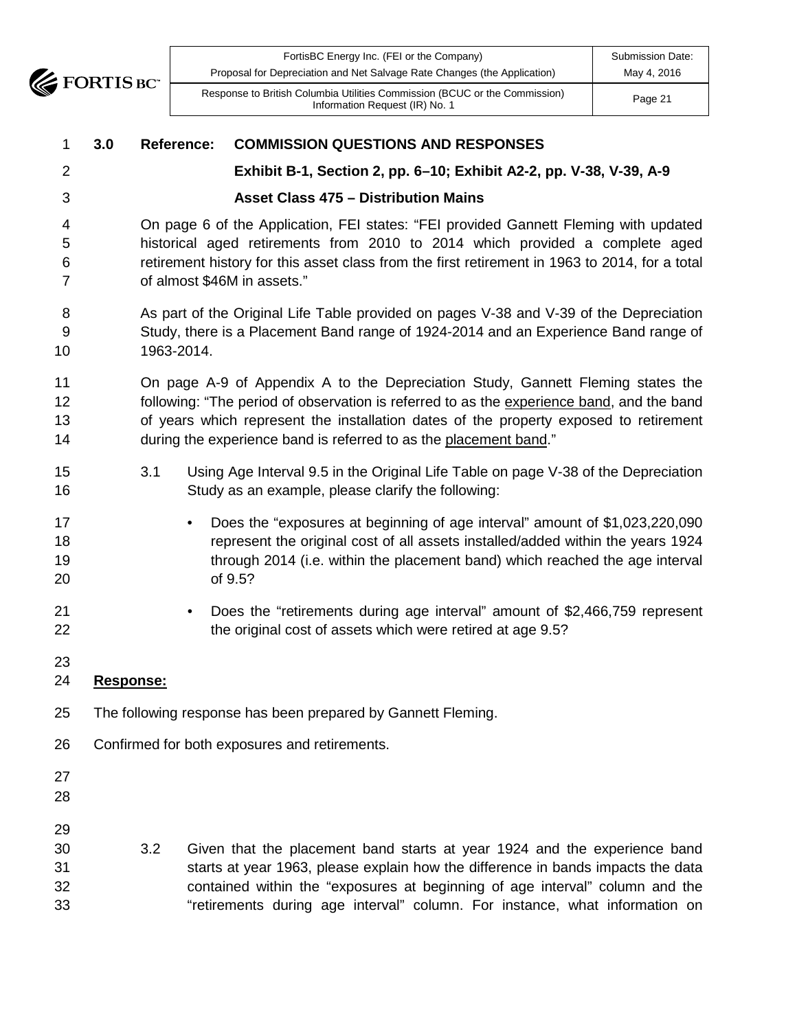**3.0 Reference: COMMISSION QUESTIONS AND RESPONSES**

**Exhibit B-1, Section 2, pp. 6–10; Exhibit A2-2, pp. V-38, V-39, A-9**

**Asset Class 475 – Distribution Mains**

On page 6 of the Application, FEI states: "FEI provided Gannett Fleming with updated historical aged retirements from 2010 to 2014 which provided a complete aged retirement history for this asset class from the first retirement in 1963 to 2014, for a total of almost $46M in assets."

As part of the Original Life Table provided on pages V-38 and V-39 of the Depreciation Study, there is a Placement Band range of 1924-2014 and an Experience Band range of 1963-2014.

On page A-9 of Appendix A to the Depreciation Study, Gannett Fleming states the following: "The period of observation is referred to as the experience band, and the band of years which represent the installation dates of the property exposed to retirement during the experience band is referred to as the placement band."

3.1 Using Age Interval 9.5 in the Original Life Table on page V-38 of the Depreciation Study as an example, please clarify the following:

- Does the "exposures at beginning of age interval" amount of $1,023,220,090 represent the original cost of all assets installed/added within the years 1924 through 2014 (i.e. within the placement band) which reached the age interval of 9.5?
- Does the "retirements during age interval" amount of $2,466,759 represent the original cost of assets which were retired at age 9.5?

**Response:**

The following response has been prepared by Gannett Fleming.

Confirmed for both exposures and retirements.

3.2 Given that the placement band starts at year 1924 and the experience band starts at year 1963, please explain how the difference in bands impacts the data contained within the "exposures at beginning of age interval" column and the "retirements during age interval" column. For instance, what information on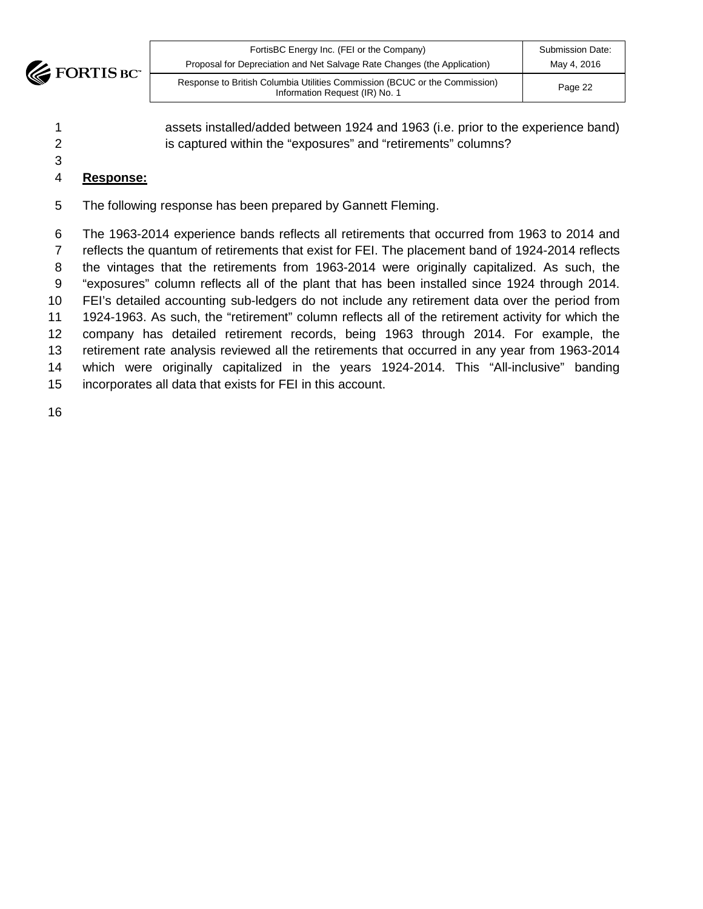assets installed/added between 1924 and 1963 (i.e. prior to the experience band) is captured within the "exposures" and "retirements" columns?

**Response:**

The following response has been prepared by Gannett Fleming.

The 1963-2014 experience bands reflects all retirements that occurred from 1963 to 2014 and reflects the quantum of retirements that exist for FEI. The placement band of 1924-2014 reflects the vintages that the retirements from 1963-2014 were originally capitalized. As such, the "exposures" column reflects all of the plant that has been installed since 1924 through 2014. FEI's detailed accounting sub-ledgers do not include any retirement data over the period from 1924-1963. As such, the "retirement" column reflects all of the retirement activity for which the company has detailed retirement records, being 1963 through 2014. For example, the retirement rate analysis reviewed all the retirements that occurred in any year from 1963-2014 which were originally capitalized in the years 1924-2014. This "All-inclusive" banding incorporates all data that exists for FEI in this account.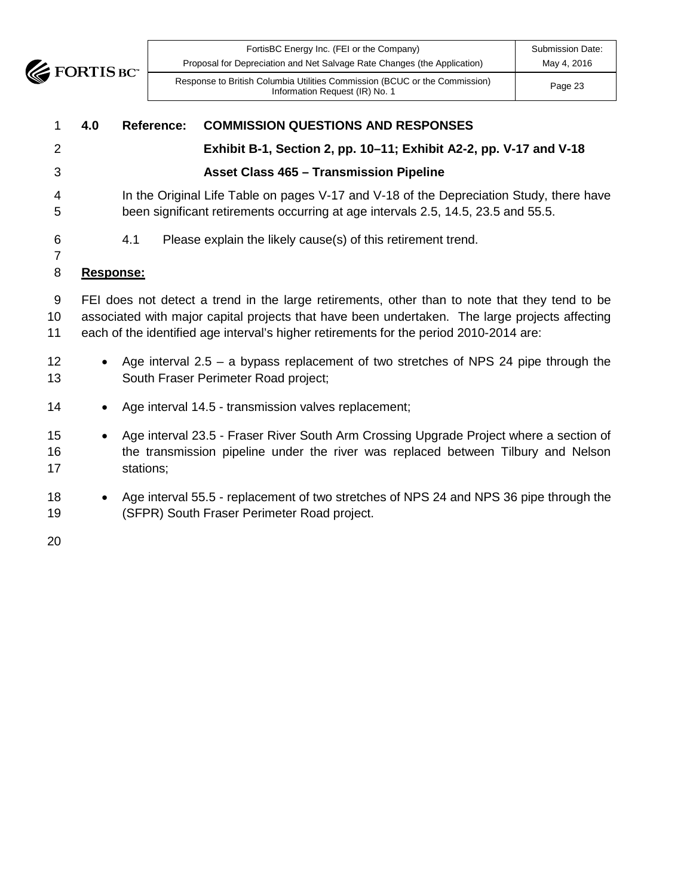**4.0 Reference: COMMISSION QUESTIONS AND RESPONSES**

**Exhibit B-1, Section 2, pp. 10–11; Exhibit A2-2, pp. V-17 and V-18**

**Asset Class 465 – Transmission Pipeline**

In the Original Life Table on pages V-17 and V-18 of the Depreciation Study, there have been significant retirements occurring at age intervals 2.5, 14.5, 23.5 and 55.5.

4.1 Please explain the likely cause(s) of this retirement trend.

**Response:**

FEI does not detect a trend in the large retirements, other than to note that they tend to be associated with major capital projects that have been undertaken. The large projects affecting each of the identified age interval's higher retirements for the period 2010-2014 are:

- Age interval 2.5 – a bypass replacement of two stretches of NPS 24 pipe through the South Fraser Perimeter Road project;
- Age interval 14.5 - transmission valves replacement;
- Age interval 23.5 - Fraser River South Arm Crossing Upgrade Project where a section of the transmission pipeline under the river was replaced between Tilbury and Nelson stations;
- Age interval 55.5 - replacement of two stretches of NPS 24 and NPS 36 pipe through the (SFPR) South Fraser Perimeter Road project.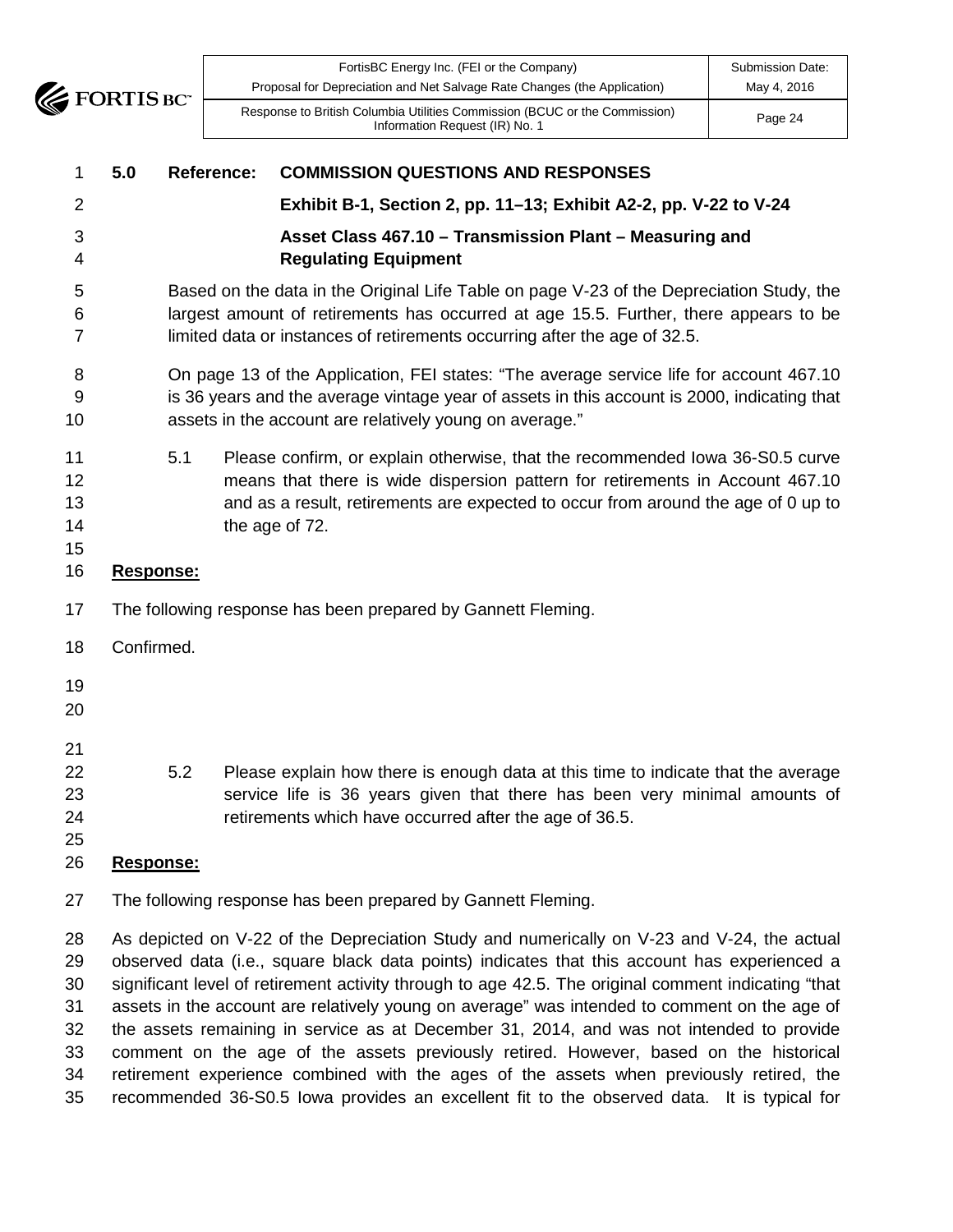**5.0 Reference: COMMISSION QUESTIONS AND RESPONSES**

**Exhibit B-1, Section 2, pp. 11–13; Exhibit A2-2, pp. V-22 to V-24**

**Asset Class 467.10 – Transmission Plant – Measuring and Regulating Equipment**

Based on the data in the Original Life Table on page V-23 of the Depreciation Study, the largest amount of retirements has occurred at age 15.5. Further, there appears to be limited data or instances of retirements occurring after the age of 32.5.

On page 13 of the Application, FEI states: "The average service life for account 467.10 is 36 years and the average vintage year of assets in this account is 2000, indicating that assets in the account are relatively young on average."

5.1 Please confirm, or explain otherwise, that the recommended Iowa 36-S0.5 curve means that there is wide dispersion pattern for retirements in Account 467.10 and as a result, retirements are expected to occur from around the age of 0 up to the age of 72.

**Response:**

The following response has been prepared by Gannett Fleming.

Confirmed.

5.2 Please explain how there is enough data at this time to indicate that the average service life is 36 years given that there has been very minimal amounts of retirements which have occurred after the age of 36.5.

**Response:**

The following response has been prepared by Gannett Fleming.

As depicted on V-22 of the Depreciation Study and numerically on V-23 and V-24, the actual observed data (i.e., square black data points) indicates that this account has experienced a significant level of retirement activity through to age 42.5. The original comment indicating "that assets in the account are relatively young on average" was intended to comment on the age of the assets remaining in service as at December 31, 2014, and was not intended to provide comment on the age of the assets previously retired. However, based on the historical retirement experience combined with the ages of the assets when previously retired, the recommended 36-S0.5 Iowa provides an excellent fit to the observed data. It is typical for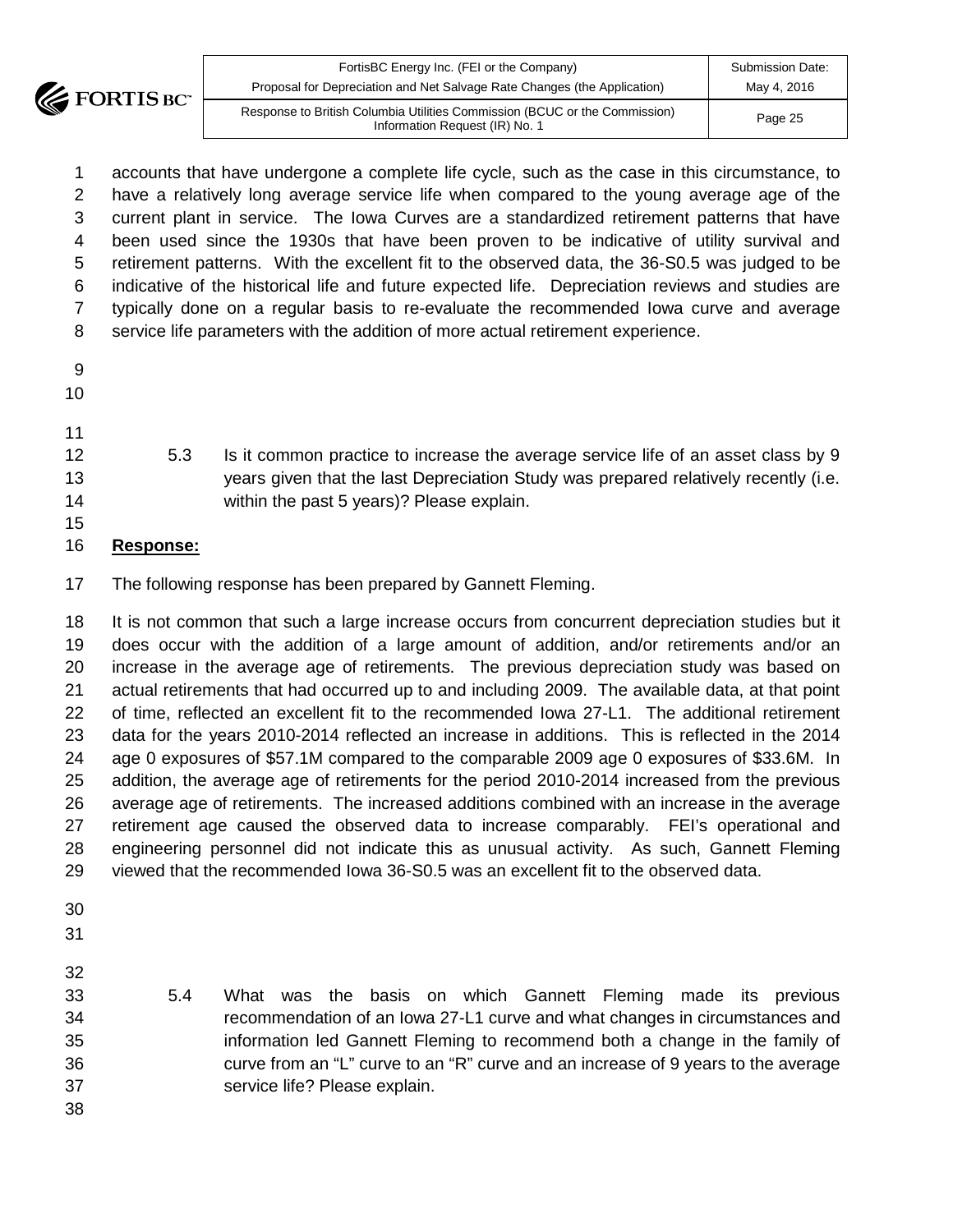accounts that have undergone a complete life cycle, such as the case in this circumstance, to have a relatively long average service life when compared to the young average age of the current plant in service. The Iowa Curves are a standardized retirement patterns that have been used since the 1930s that have been proven to be indicative of utility survival and retirement patterns. With the excellent fit to the observed data, the 36-S0.5 was judged to be indicative of the historical life and future expected life. Depreciation reviews and studies are typically done on a regular basis to re-evaluate the recommended Iowa curve and average service life parameters with the addition of more actual retirement experience.

5.3 Is it common practice to increase the average service life of an asset class by 9 years given that the last Depreciation Study was prepared relatively recently (i.e. within the past 5 years)? Please explain.

**Response:**

The following response has been prepared by Gannett Fleming.

It is not common that such a large increase occurs from concurrent depreciation studies but it does occur with the addition of a large amount of addition, and/or retirements and/or an increase in the average age of retirements. The previous depreciation study was based on actual retirements that had occurred up to and including 2009. The available data, at that point of time, reflected an excellent fit to the recommended Iowa 27-L1. The additional retirement data for the years 2010-2014 reflected an increase in additions. This is reflected in the 2014 age 0 exposures of $57.1M compared to the comparable 2009 age 0 exposures of $33.6M. In addition, the average age of retirements for the period 2010-2014 increased from the previous average age of retirements. The increased additions combined with an increase in the average retirement age caused the observed data to increase comparably. FEI's operational and engineering personnel did not indicate this as unusual activity. As such, Gannett Fleming viewed that the recommended Iowa 36-S0.5 was an excellent fit to the observed data.

5.4 What was the basis on which Gannett Fleming made its previous recommendation of an Iowa 27-L1 curve and what changes in circumstances and information led Gannett Fleming to recommend both a change in the family of curve from an "L" curve to an "R" curve and an increase of 9 years to the average service life? Please explain.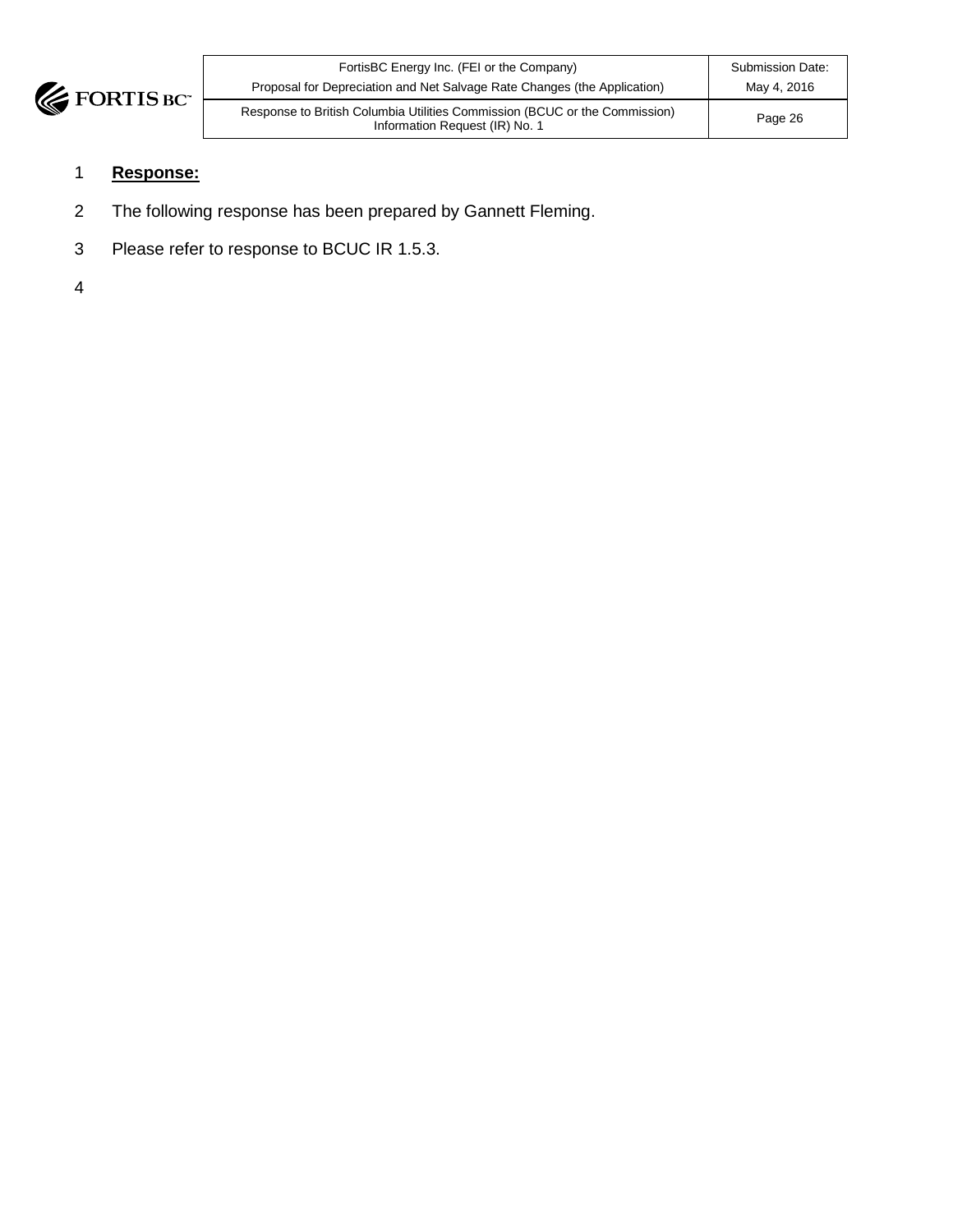**Response:**

The following response has been prepared by Gannett Fleming.

Please refer to response to BCUC IR 1.5.3.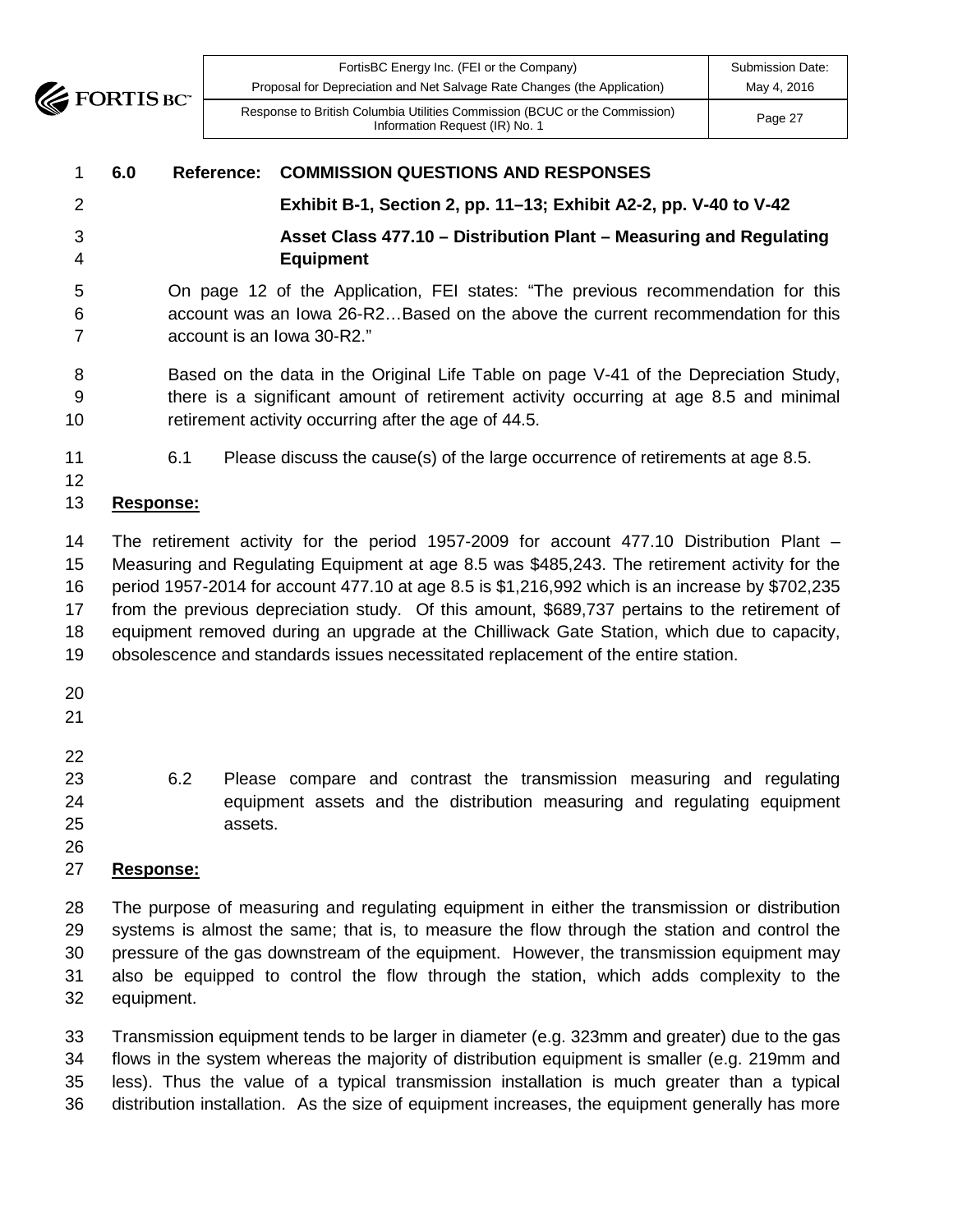**6.0 Reference: COMMISSION QUESTIONS AND RESPONSES**

**Exhibit B-1, Section 2, pp. 11–13; Exhibit A2-2, pp. V-40 to V-42**

**Asset Class 477.10 – Distribution Plant – Measuring and Regulating Equipment**

On page 12 of the Application, FEI states: "The previous recommendation for this account was an Iowa 26-R2…Based on the above the current recommendation for this account is an Iowa 30-R2."

Based on the data in the Original Life Table on page V-41 of the Depreciation Study, there is a significant amount of retirement activity occurring at age 8.5 and minimal retirement activity occurring after the age of 44.5.

6.1 Please discuss the cause(s) of the large occurrence of retirements at age 8.5.

**Response:**

The retirement activity for the period 1957-2009 for account 477.10 Distribution Plant – Measuring and Regulating Equipment at age 8.5 was $485,243. The retirement activity for the period 1957-2014 for account 477.10 at age 8.5 is $1,216,992 which is an increase by $702,235 from the previous depreciation study. Of this amount, $689,737 pertains to the retirement of equipment removed during an upgrade at the Chilliwack Gate Station, which due to capacity, obsolescence and standards issues necessitated replacement of the entire station.

6.2 Please compare and contrast the transmission measuring and regulating equipment assets and the distribution measuring and regulating equipment assets.

**Response:**

The purpose of measuring and regulating equipment in either the transmission or distribution systems is almost the same; that is, to measure the flow through the station and control the pressure of the gas downstream of the equipment. However, the transmission equipment may also be equipped to control the flow through the station, which adds complexity to the equipment.

Transmission equipment tends to be larger in diameter (e.g. 323mm and greater) due to the gas flows in the system whereas the majority of distribution equipment is smaller (e.g. 219mm and less). Thus the value of a typical transmission installation is much greater than a typical distribution installation. As the size of equipment increases, the equipment generally has more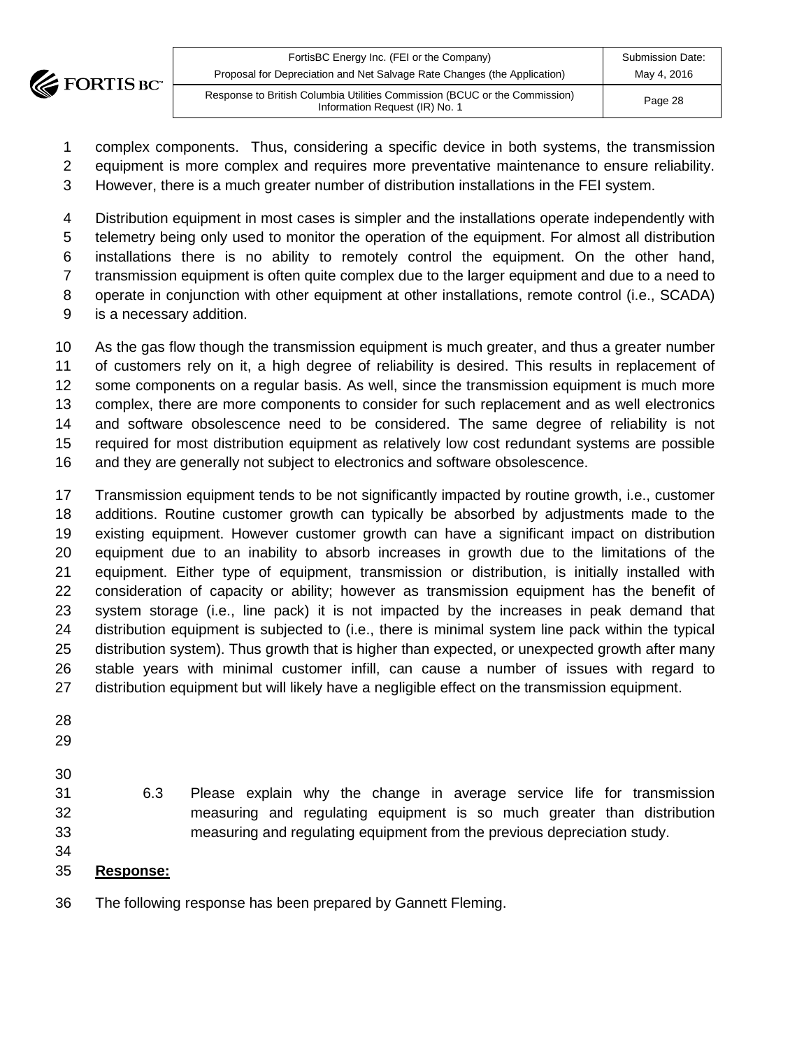complex components. Thus, considering a specific device in both systems, the transmission equipment is more complex and requires more preventative maintenance to ensure reliability. However, there is a much greater number of distribution installations in the FEI system.

Distribution equipment in most cases is simpler and the installations operate independently with telemetry being only used to monitor the operation of the equipment. For almost all distribution installations there is no ability to remotely control the equipment. On the other hand, transmission equipment is often quite complex due to the larger equipment and due to a need to operate in conjunction with other equipment at other installations, remote control (i.e., SCADA) is a necessary addition.

As the gas flow though the transmission equipment is much greater, and thus a greater number of customers rely on it, a high degree of reliability is desired. This results in replacement of some components on a regular basis. As well, since the transmission equipment is much more complex, there are more components to consider for such replacement and as well electronics and software obsolescence need to be considered. The same degree of reliability is not required for most distribution equipment as relatively low cost redundant systems are possible and they are generally not subject to electronics and software obsolescence.

Transmission equipment tends to be not significantly impacted by routine growth, i.e., customer additions. Routine customer growth can typically be absorbed by adjustments made to the existing equipment. However customer growth can have a significant impact on distribution equipment due to an inability to absorb increases in growth due to the limitations of the equipment. Either type of equipment, transmission or distribution, is initially installed with consideration of capacity or ability; however as transmission equipment has the benefit of system storage (i.e., line pack) it is not impacted by the increases in peak demand that distribution equipment is subjected to (i.e., there is minimal system line pack within the typical distribution system). Thus growth that is higher than expected, or unexpected growth after many stable years with minimal customer infill, can cause a number of issues with regard to distribution equipment but will likely have a negligible effect on the transmission equipment.

6.3 Please explain why the change in average service life for transmission measuring and regulating equipment is so much greater than distribution measuring and regulating equipment from the previous depreciation study.

**Response:**

The following response has been prepared by Gannett Fleming.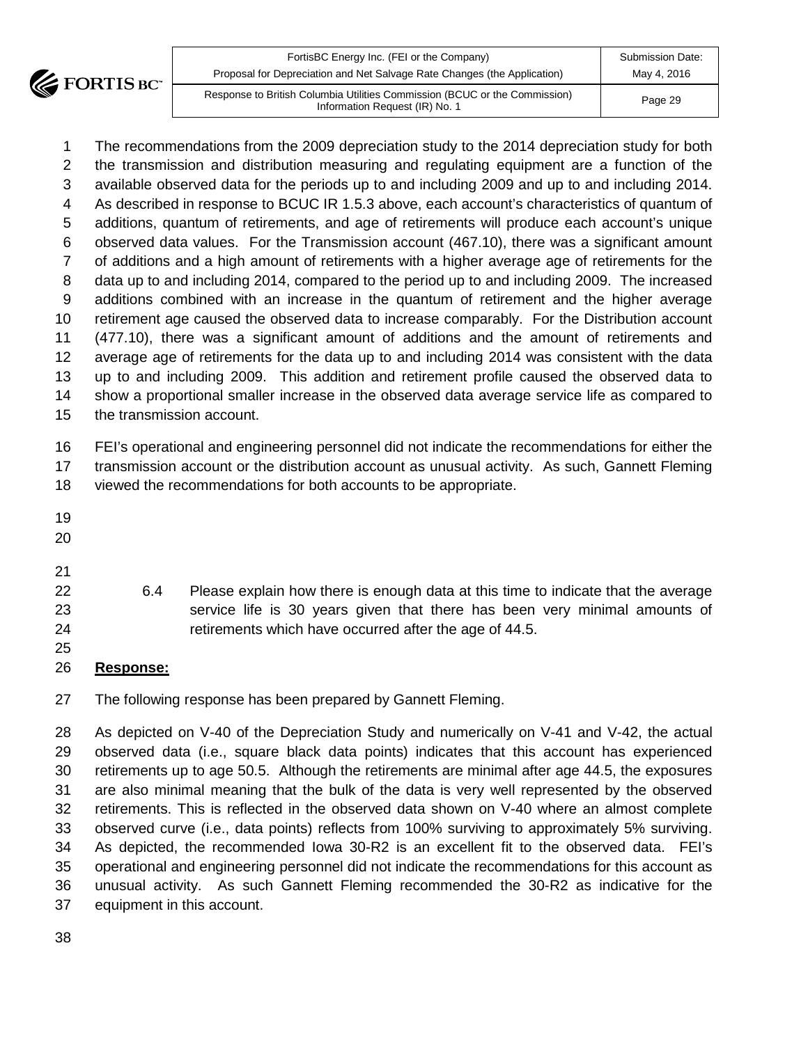The recommendations from the 2009 depreciation study to the 2014 depreciation study for both the transmission and distribution measuring and regulating equipment are a function of the available observed data for the periods up to and including 2009 and up to and including 2014. As described in response to BCUC IR 1.5.3 above, each account's characteristics of quantum of additions, quantum of retirements, and age of retirements will produce each account's unique observed data values. For the Transmission account (467.10), there was a significant amount of additions and a high amount of retirements with a higher average age of retirements for the data up to and including 2014, compared to the period up to and including 2009. The increased additions combined with an increase in the quantum of retirement and the higher average retirement age caused the observed data to increase comparably. For the Distribution account (477.10), there was a significant amount of additions and the amount of retirements and average age of retirements for the data up to and including 2014 was consistent with the data up to and including 2009. This addition and retirement profile caused the observed data to show a proportional smaller increase in the observed data average service life as compared to the transmission account.

FEI's operational and engineering personnel did not indicate the recommendations for either the transmission account or the distribution account as unusual activity. As such, Gannett Fleming viewed the recommendations for both accounts to be appropriate.

6.4 Please explain how there is enough data at this time to indicate that the average service life is 30 years given that there has been very minimal amounts of retirements which have occurred after the age of 44.5.

**Response:**

The following response has been prepared by Gannett Fleming.

As depicted on V-40 of the Depreciation Study and numerically on V-41 and V-42, the actual observed data (i.e., square black data points) indicates that this account has experienced retirements up to age 50.5. Although the retirements are minimal after age 44.5, the exposures are also minimal meaning that the bulk of the data is very well represented by the observed retirements. This is reflected in the observed data shown on V-40 where an almost complete observed curve (i.e., data points) reflects from 100% surviving to approximately 5% surviving. As depicted, the recommended Iowa 30-R2 is an excellent fit to the observed data. FEI's operational and engineering personnel did not indicate the recommendations for this account as unusual activity. As such Gannett Fleming recommended the 30-R2 as indicative for the equipment in this account.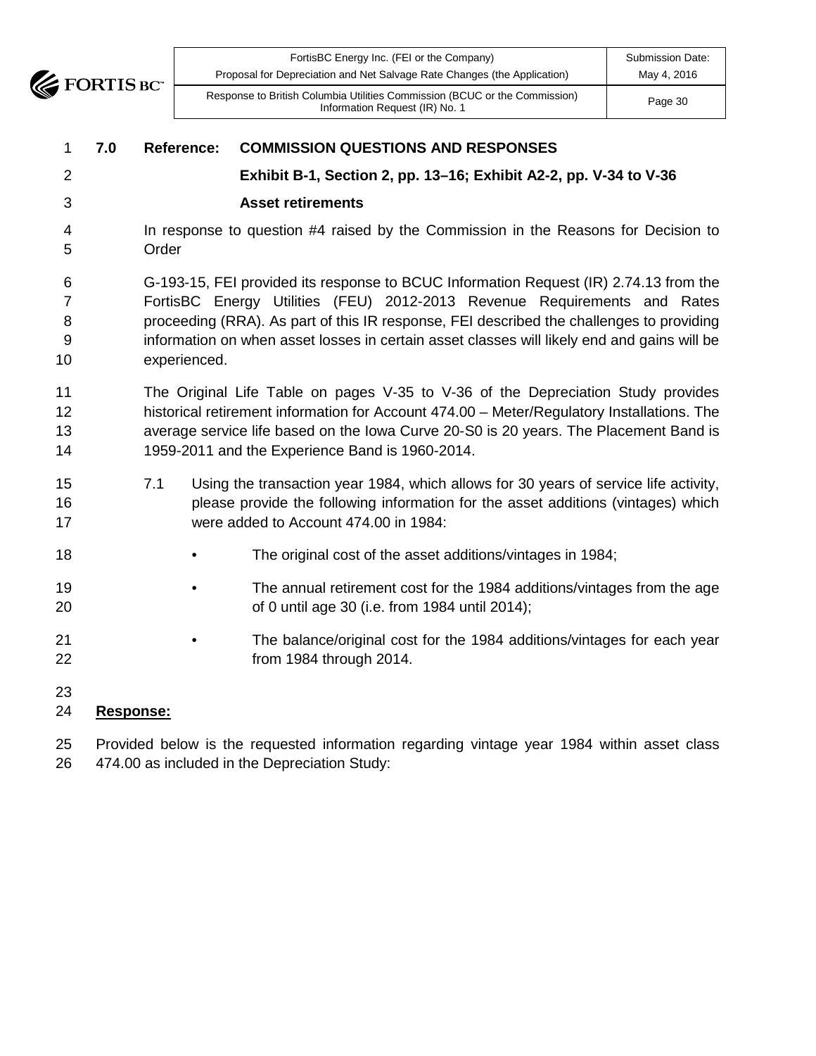**7.0 Reference: COMMISSION QUESTIONS AND RESPONSES**

**Exhibit B-1, Section 2, pp. 13–16; Exhibit A2-2, pp. V-34 to V-36**

**Asset retirements**

In response to question #4 raised by the Commission in the Reasons for Decision to Order

G-193-15, FEI provided its response to BCUC Information Request (IR) 2.74.13 from the FortisBC Energy Utilities (FEU) 2012-2013 Revenue Requirements and Rates proceeding (RRA). As part of this IR response, FEI described the challenges to providing information on when asset losses in certain asset classes will likely end and gains will be experienced.

The Original Life Table on pages V-35 to V-36 of the Depreciation Study provides historical retirement information for Account 474.00 – Meter/Regulatory Installations. The average service life based on the Iowa Curve 20-S0 is 20 years. The Placement Band is 1959-2011 and the Experience Band is 1960-2014.

7.1 Using the transaction year 1984, which allows for 30 years of service life activity, please provide the following information for the asset additions (vintages) which were added to Account 474.00 in 1984:

- The original cost of the asset additions/vintages in 1984;
- The annual retirement cost for the 1984 additions/vintages from the age of 0 until age 30 (i.e. from 1984 until 2014);
- The balance/original cost for the 1984 additions/vintages for each year from 1984 through 2014.

**Response:**

Provided below is the requested information regarding vintage year 1984 within asset class 474.00 as included in the Depreciation Study: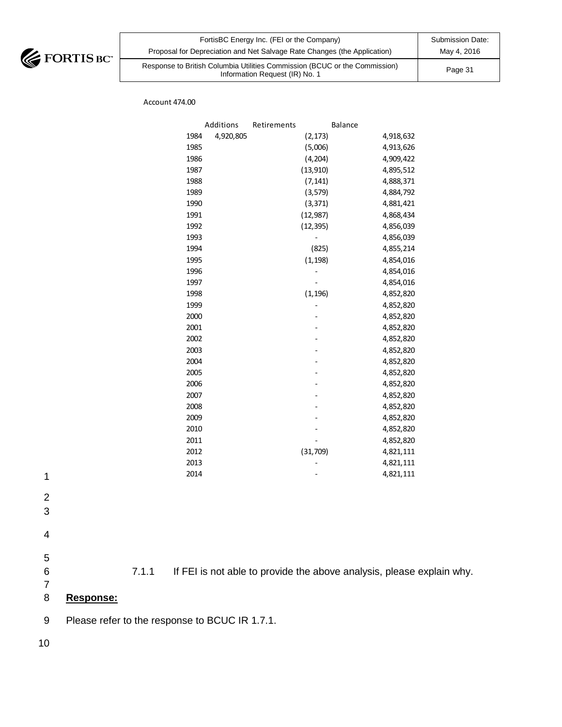Account 474.00

| | Additions | Retirements | Balance |
|---|---|---|---|
| 1984 | 4,920,805 | (2,173) | 4,918,632 |
| 1985 | | (5,006) | 4,913,626 |
| 1986 | | (4,204) | 4,909,422 |
| 1987 | | (13,910) | 4,895,512 |
| 1988 | | (7,141) | 4,888,371 |
| 1989 | | (3,579) | 4,884,792 |
| 1990 | | (3,371) | 4,881,421 |
| 1991 | | (12,987) | 4,868,434 |
| 1992 | | (12,395) | 4,856,039 |
| 1993 | | - | 4,856,039 |
| 1994 | | (825) | 4,855,214 |
| 1995 | | (1,198) | 4,854,016 |
| 1996 | | - | 4,854,016 |
| 1997 | | - | 4,854,016 |
| 1998 | | (1,196) | 4,852,820 |
| 1999 | | - | 4,852,820 |
| 2000 | | - | 4,852,820 |
| 2001 | | - | 4,852,820 |
| 2002 | | - | 4,852,820 |
| 2003 | | - | 4,852,820 |
| 2004 | | - | 4,852,820 |
| 2005 | | - | 4,852,820 |
| 2006 | | - | 4,852,820 |
| 2007 | | - | 4,852,820 |
| 2008 | | - | 4,852,820 |
| 2009 | | - | 4,852,820 |
| 2010 | | - | 4,852,820 |
| 2011 | | - | 4,852,820 |
| 2012 | | (31,709) | 4,821,111 |
| 2013 | | - | 4,821,111 |
| 2014 | | - | 4,821,111 |

7.1.1 If FEI is not able to provide the above analysis, please explain why.

**Response:**

Please refer to the response to BCUC IR 1.7.1.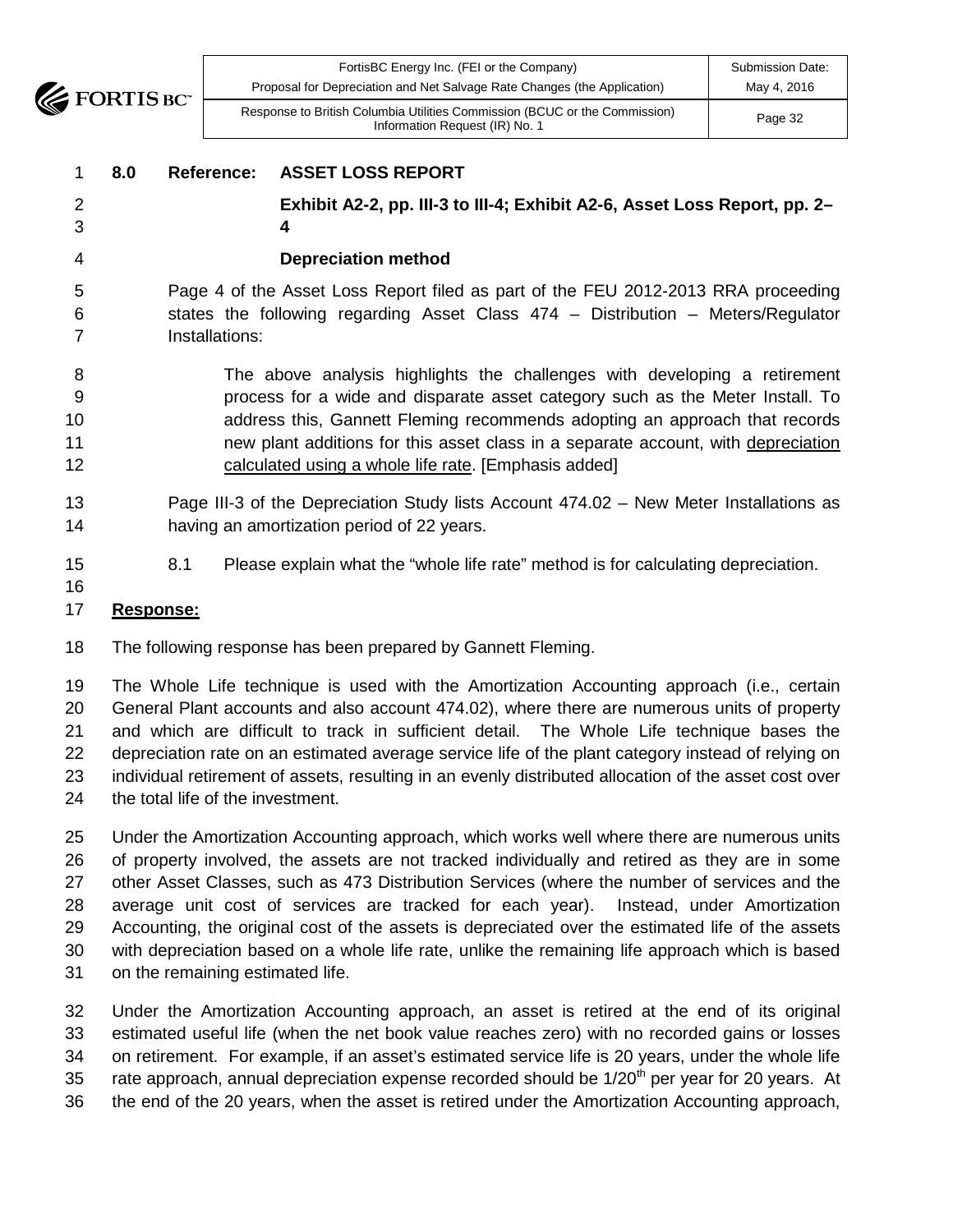**8.0 Reference: ASSET LOSS REPORT**

**Exhibit A2-2, pp. III-3 to III-4; Exhibit A2-6, Asset Loss Report, pp. 2–4**

**Depreciation method**

Page 4 of the Asset Loss Report filed as part of the FEU 2012-2013 RRA proceeding states the following regarding Asset Class 474 – Distribution – Meters/Regulator Installations:

> The above analysis highlights the challenges with developing a retirement process for a wide and disparate asset category such as the Meter Install. To address this, Gannett Fleming recommends adopting an approach that records new plant additions for this asset class in a separate account, with <u>depreciation calculated using a whole life rate</u>. [Emphasis added]

Page III-3 of the Depreciation Study lists Account 474.02 – New Meter Installations as having an amortization period of 22 years.

8.1 Please explain what the "whole life rate" method is for calculating depreciation.

**<u>Response:</u>**

The following response has been prepared by Gannett Fleming.

The Whole Life technique is used with the Amortization Accounting approach (i.e., certain General Plant accounts and also account 474.02), where there are numerous units of property and which are difficult to track in sufficient detail. The Whole Life technique bases the depreciation rate on an estimated average service life of the plant category instead of relying on individual retirement of assets, resulting in an evenly distributed allocation of the asset cost over the total life of the investment.

Under the Amortization Accounting approach, which works well where there are numerous units of property involved, the assets are not tracked individually and retired as they are in some other Asset Classes, such as 473 Distribution Services (where the number of services and the average unit cost of services are tracked for each year). Instead, under Amortization Accounting, the original cost of the assets is depreciated over the estimated life of the assets with depreciation based on a whole life rate, unlike the remaining life approach which is based on the remaining estimated life.

Under the Amortization Accounting approach, an asset is retired at the end of its original estimated useful life (when the net book value reaches zero) with no recorded gains or losses on retirement. For example, if an asset's estimated service life is 20 years, under the whole life rate approach, annual depreciation expense recorded should be 1/20$^{th}$ per year for 20 years. At the end of the 20 years, when the asset is retired under the Amortization Accounting approach,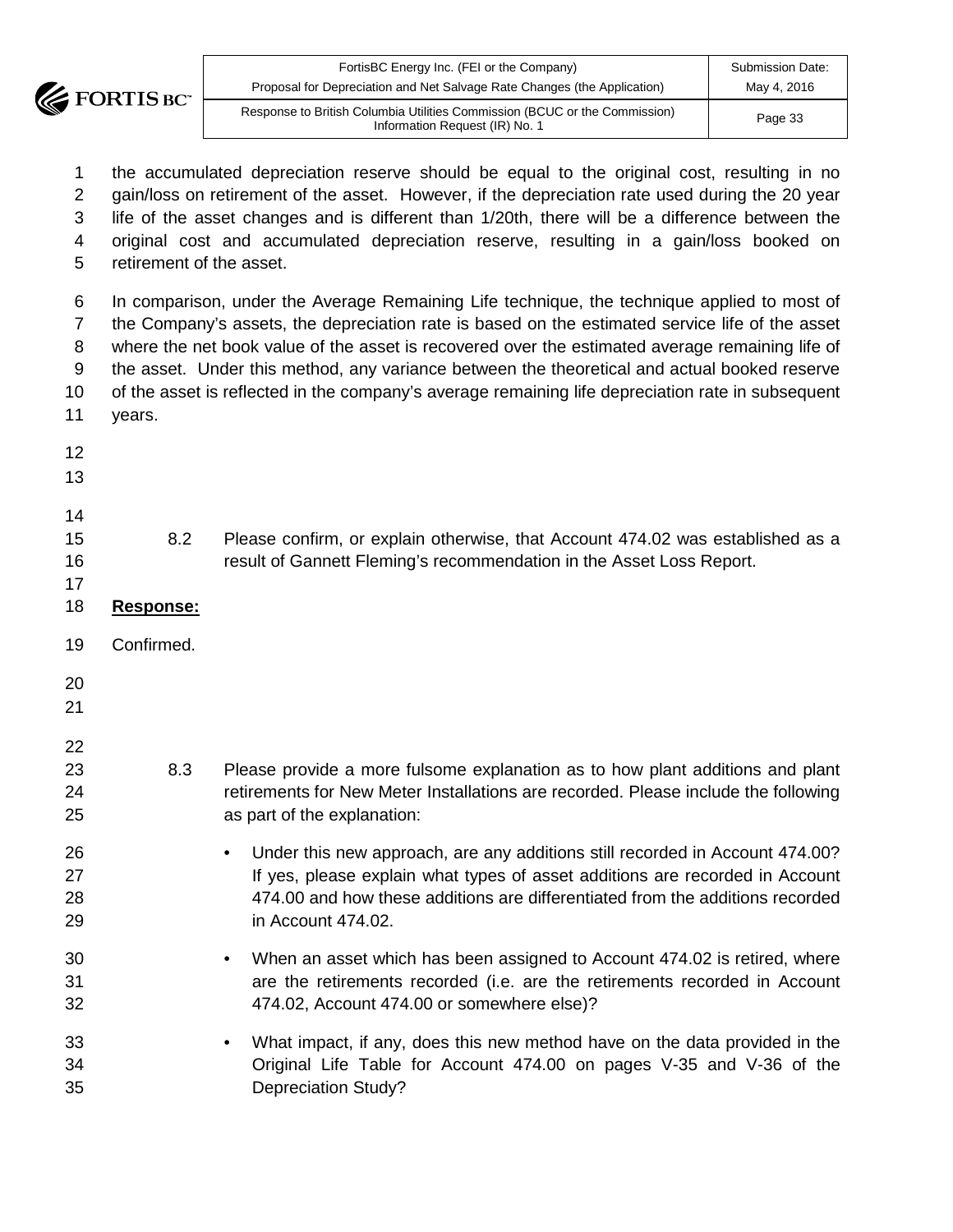the accumulated depreciation reserve should be equal to the original cost, resulting in no gain/loss on retirement of the asset. However, if the depreciation rate used during the 20 year life of the asset changes and is different than 1/20th, there will be a difference between the original cost and accumulated depreciation reserve, resulting in a gain/loss booked on retirement of the asset.

In comparison, under the Average Remaining Life technique, the technique applied to most of the Company's assets, the depreciation rate is based on the estimated service life of the asset where the net book value of the asset is recovered over the estimated average remaining life of the asset. Under this method, any variance between the theoretical and actual booked reserve of the asset is reflected in the company's average remaining life depreciation rate in subsequent years.

8.2 Please confirm, or explain otherwise, that Account 474.02 was established as a result of Gannett Fleming's recommendation in the Asset Loss Report.

**Response:**

Confirmed.

8.3 Please provide a more fulsome explanation as to how plant additions and plant retirements for New Meter Installations are recorded. Please include the following as part of the explanation:

- Under this new approach, are any additions still recorded in Account 474.00? If yes, please explain what types of asset additions are recorded in Account 474.00 and how these additions are differentiated from the additions recorded in Account 474.02.
- When an asset which has been assigned to Account 474.02 is retired, where are the retirements recorded (i.e. are the retirements recorded in Account 474.02, Account 474.00 or somewhere else)?
- What impact, if any, does this new method have on the data provided in the Original Life Table for Account 474.00 on pages V-35 and V-36 of the Depreciation Study?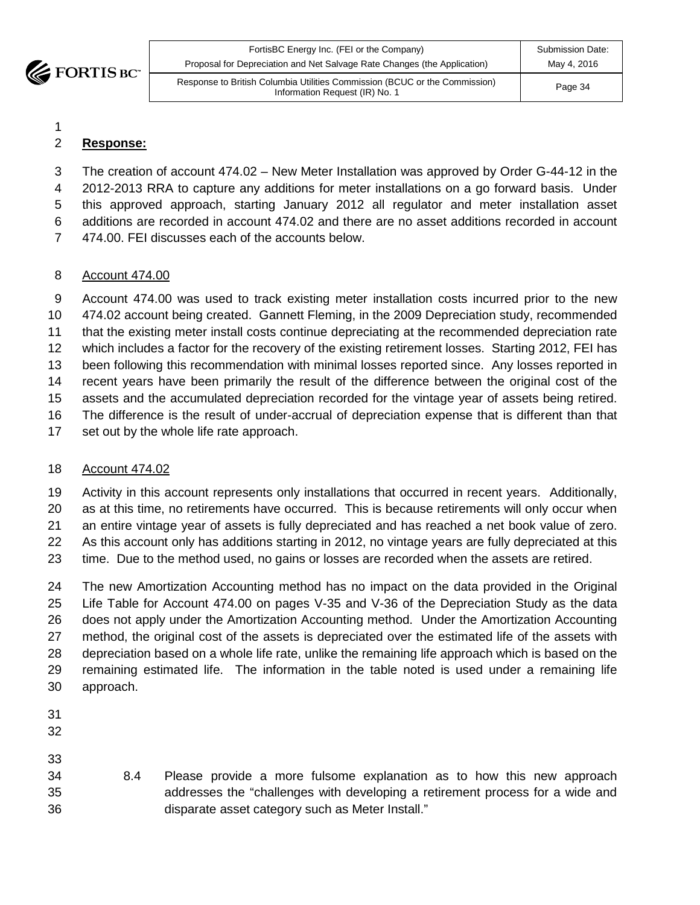**Response:**

The creation of account 474.02 – New Meter Installation was approved by Order G-44-12 in the 2012-2013 RRA to capture any additions for meter installations on a go forward basis. Under this approved approach, starting January 2012 all regulator and meter installation asset additions are recorded in account 474.02 and there are no asset additions recorded in account 474.00. FEI discusses each of the accounts below.

Account 474.00

Account 474.00 was used to track existing meter installation costs incurred prior to the new 474.02 account being created. Gannett Fleming, in the 2009 Depreciation study, recommended that the existing meter install costs continue depreciating at the recommended depreciation rate which includes a factor for the recovery of the existing retirement losses. Starting 2012, FEI has been following this recommendation with minimal losses reported since. Any losses reported in recent years have been primarily the result of the difference between the original cost of the assets and the accumulated depreciation recorded for the vintage year of assets being retired. The difference is the result of under-accrual of depreciation expense that is different than that set out by the whole life rate approach.

Account 474.02

Activity in this account represents only installations that occurred in recent years. Additionally, as at this time, no retirements have occurred. This is because retirements will only occur when an entire vintage year of assets is fully depreciated and has reached a net book value of zero. As this account only has additions starting in 2012, no vintage years are fully depreciated at this time. Due to the method used, no gains or losses are recorded when the assets are retired.

The new Amortization Accounting method has no impact on the data provided in the Original Life Table for Account 474.00 on pages V-35 and V-36 of the Depreciation Study as the data does not apply under the Amortization Accounting method. Under the Amortization Accounting method, the original cost of the assets is depreciated over the estimated life of the assets with depreciation based on a whole life rate, unlike the remaining life approach which is based on the remaining estimated life. The information in the table noted is used under a remaining life approach.

8.4 Please provide a more fulsome explanation as to how this new approach addresses the "challenges with developing a retirement process for a wide and disparate asset category such as Meter Install."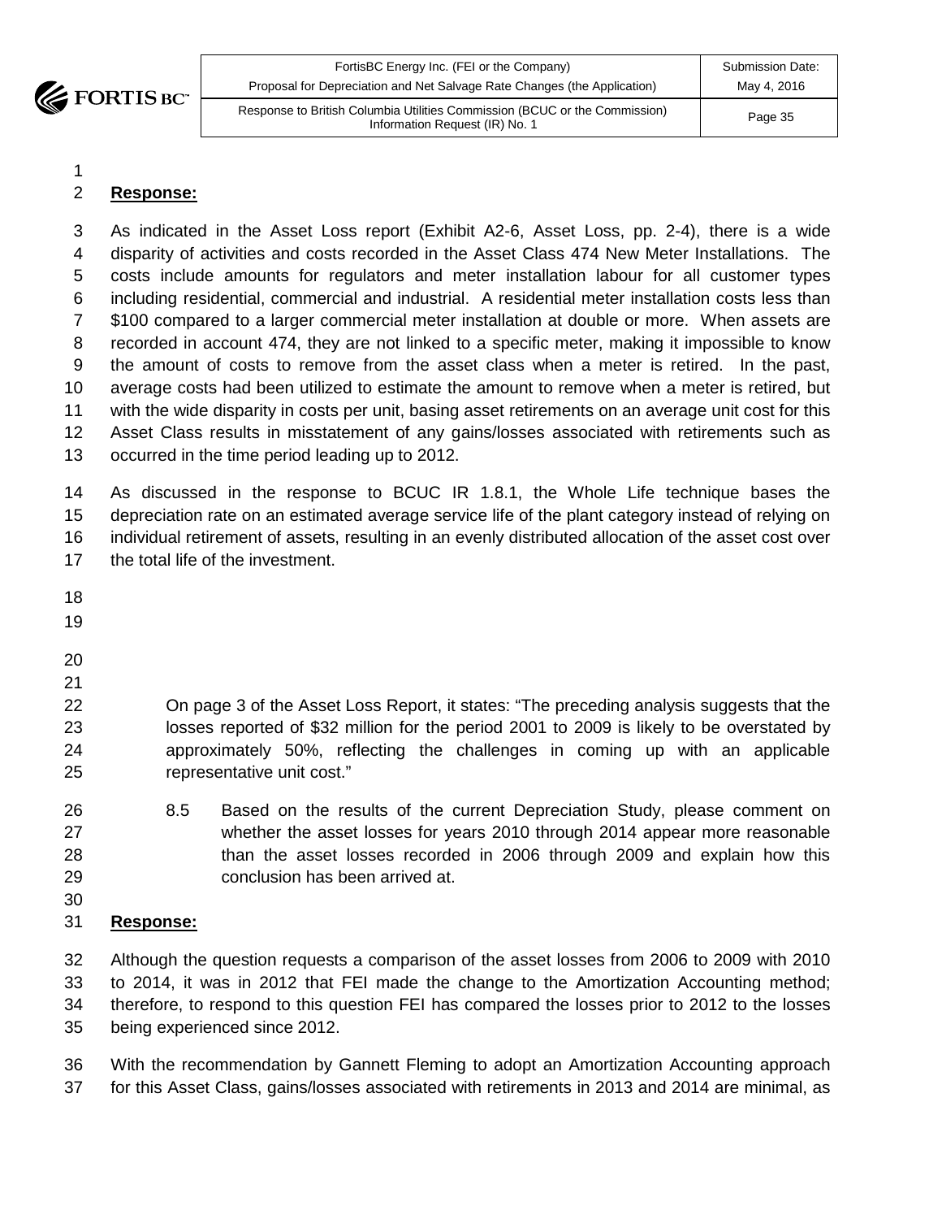**Response:**

As indicated in the Asset Loss report (Exhibit A2-6, Asset Loss, pp. 2-4), there is a wide disparity of activities and costs recorded in the Asset Class 474 New Meter Installations. The costs include amounts for regulators and meter installation labour for all customer types including residential, commercial and industrial. A residential meter installation costs less than $100 compared to a larger commercial meter installation at double or more. When assets are recorded in account 474, they are not linked to a specific meter, making it impossible to know the amount of costs to remove from the asset class when a meter is retired. In the past, average costs had been utilized to estimate the amount to remove when a meter is retired, but with the wide disparity in costs per unit, basing asset retirements on an average unit cost for this Asset Class results in misstatement of any gains/losses associated with retirements such as occurred in the time period leading up to 2012.

As discussed in the response to BCUC IR 1.8.1, the Whole Life technique bases the depreciation rate on an estimated average service life of the plant category instead of relying on individual retirement of assets, resulting in an evenly distributed allocation of the asset cost over the total life of the investment.

> On page 3 of the Asset Loss Report, it states: "The preceding analysis suggests that the losses reported of $32 million for the period 2001 to 2009 is likely to be overstated by approximately 50%, reflecting the challenges in coming up with an applicable representative unit cost."
>
> 8.5 Based on the results of the current Depreciation Study, please comment on whether the asset losses for years 2010 through 2014 appear more reasonable than the asset losses recorded in 2006 through 2009 and explain how this conclusion has been arrived at.

**Response:**

Although the question requests a comparison of the asset losses from 2006 to 2009 with 2010 to 2014, it was in 2012 that FEI made the change to the Amortization Accounting method; therefore, to respond to this question FEI has compared the losses prior to 2012 to the losses being experienced since 2012.

With the recommendation by Gannett Fleming to adopt an Amortization Accounting approach for this Asset Class, gains/losses associated with retirements in 2013 and 2014 are minimal, as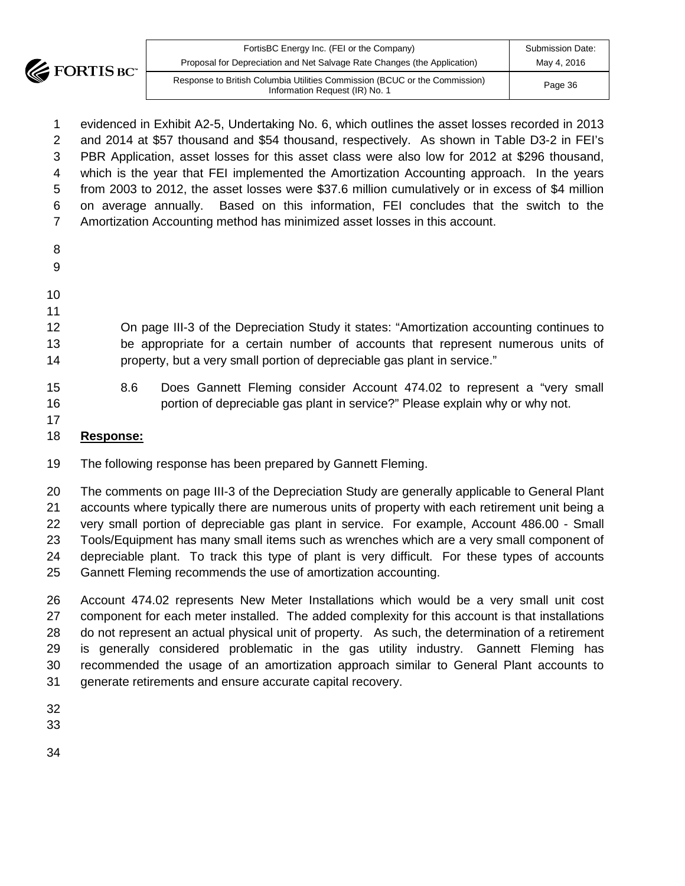evidenced in Exhibit A2-5, Undertaking No. 6, which outlines the asset losses recorded in 2013 and 2014 at $57 thousand and $54 thousand, respectively. As shown in Table D3-2 in FEI's PBR Application, asset losses for this asset class were also low for 2012 at $296 thousand, which is the year that FEI implemented the Amortization Accounting approach. In the years from 2003 to 2012, the asset losses were $37.6 million cumulatively or in excess of $4 million on average annually. Based on this information, FEI concludes that the switch to the Amortization Accounting method has minimized asset losses in this account.

On page III-3 of the Depreciation Study it states: "Amortization accounting continues to be appropriate for a certain number of accounts that represent numerous units of property, but a very small portion of depreciable gas plant in service."

8.6 Does Gannett Fleming consider Account 474.02 to represent a "very small portion of depreciable gas plant in service?" Please explain why or why not.

**Response:**

The following response has been prepared by Gannett Fleming.

The comments on page III-3 of the Depreciation Study are generally applicable to General Plant accounts where typically there are numerous units of property with each retirement unit being a very small portion of depreciable gas plant in service. For example, Account 486.00 - Small Tools/Equipment has many small items such as wrenches which are a very small component of depreciable plant. To track this type of plant is very difficult. For these types of accounts Gannett Fleming recommends the use of amortization accounting.

Account 474.02 represents New Meter Installations which would be a very small unit cost component for each meter installed. The added complexity for this account is that installations do not represent an actual physical unit of property. As such, the determination of a retirement is generally considered problematic in the gas utility industry. Gannett Fleming has recommended the usage of an amortization approach similar to General Plant accounts to generate retirements and ensure accurate capital recovery.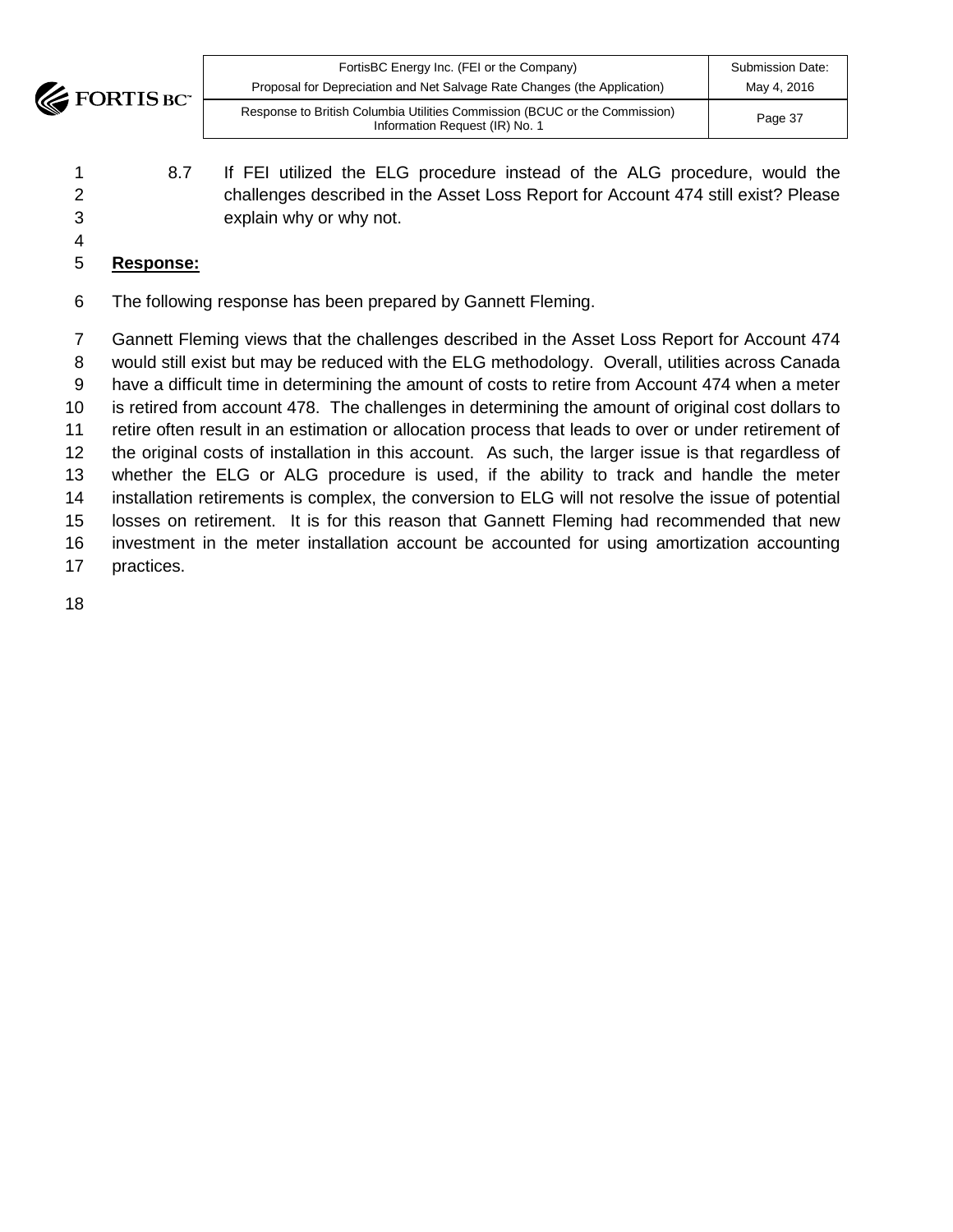8.7 If FEI utilized the ELG procedure instead of the ALG procedure, would the challenges described in the Asset Loss Report for Account 474 still exist? Please explain why or why not.

**Response:**

The following response has been prepared by Gannett Fleming.

Gannett Fleming views that the challenges described in the Asset Loss Report for Account 474 would still exist but may be reduced with the ELG methodology. Overall, utilities across Canada have a difficult time in determining the amount of costs to retire from Account 474 when a meter is retired from account 478. The challenges in determining the amount of original cost dollars to retire often result in an estimation or allocation process that leads to over or under retirement of the original costs of installation in this account. As such, the larger issue is that regardless of whether the ELG or ALG procedure is used, if the ability to track and handle the meter installation retirements is complex, the conversion to ELG will not resolve the issue of potential losses on retirement. It is for this reason that Gannett Fleming had recommended that new investment in the meter installation account be accounted for using amortization accounting practices.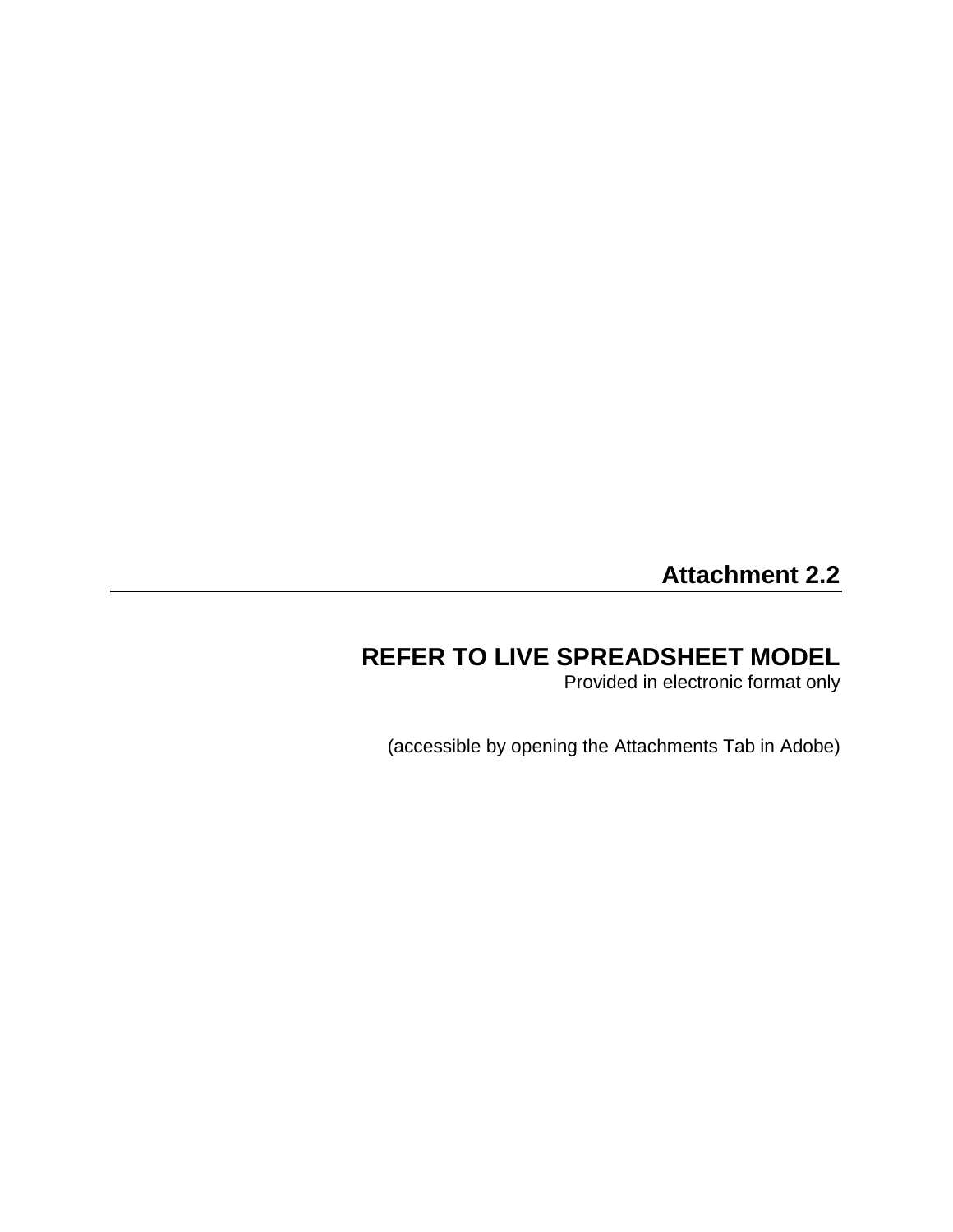# Attachment 2.2

## REFER TO LIVE SPREADSHEET MODEL

Provided in electronic format only

(accessible by opening the Attachments Tab in Adobe)